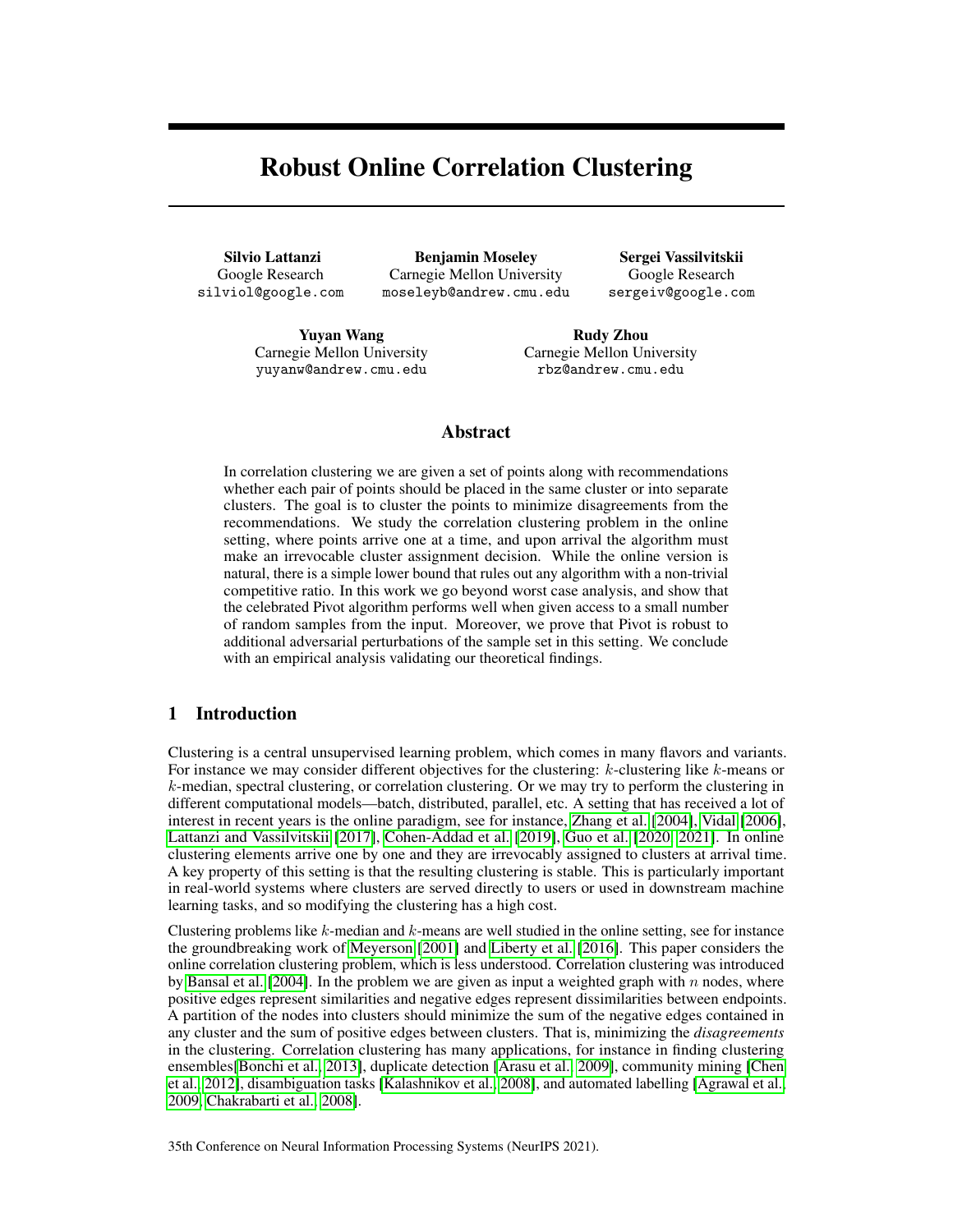# Robust Online Correlation Clustering

**Silvio Lattanzi**
Google Research
silviol@google.com

**Benjamin Moseley**
Carnegie Mellon University
moseleyb@andrew.cmu.edu

**Sergei Vassilvitskii**
Google Research
sergeiv@google.com

**Yuyan Wang**
Carnegie Mellon University
yuyanw@andrew.cmu.edu

**Rudy Zhou**
Carnegie Mellon University
rbz@andrew.cmu.edu

## Abstract

In correlation clustering we are given a set of points along with recommendations whether each pair of points should be placed in the same cluster or into separate clusters. The goal is to cluster the points to minimize disagreements from the recommendations. We study the correlation clustering problem in the online setting, where points arrive one at a time, and upon arrival the algorithm must make an irrevocable cluster assignment decision. While the online version is natural, there is a simple lower bound that rules out any algorithm with a non-trivial competitive ratio. In this work we go beyond worst case analysis, and show that the celebrated Pivot algorithm performs well when given access to a small number of random samples from the input. Moreover, we prove that Pivot is robust to additional adversarial perturbations of the sample set in this setting. We conclude with an empirical analysis validating our theoretical findings.

## 1 Introduction

Clustering is a central unsupervised learning problem, which comes in many flavors and variants. For instance we may consider different objectives for the clustering: $k$-clustering like $k$-means or $k$-median, spectral clustering, or correlation clustering. Or we may try to perform the clustering in different computational models—batch, distributed, parallel, etc. A setting that has received a lot of interest in recent years is the online paradigm, see for instance, Zhang et al. [2004], Vidal [2006], Lattanzi and Vassilvitskii [2017], Cohen-Addad et al. [2019], Guo et al. [2020, 2021]. In online clustering elements arrive one by one and they are irrevocably assigned to clusters at arrival time. A key property of this setting is that the resulting clustering is stable. This is particularly important in real-world systems where clusters are served directly to users or used in downstream machine learning tasks, and so modifying the clustering has a high cost.

Clustering problems like $k$-median and $k$-means are well studied in the online setting, see for instance the groundbreaking work of Meyerson [2001] and Liberty et al. [2016]. This paper considers the online correlation clustering problem, which is less understood. Correlation clustering was introduced by Bansal et al. [2004]. In the problem we are given as input a weighted graph with $n$ nodes, where positive edges represent similarities and negative edges represent dissimilarities between endpoints. A partition of the nodes into clusters should minimize the sum of the negative edges contained in any cluster and the sum of positive edges between clusters. That is, minimizing the *disagreements* in the clustering. Correlation clustering has many applications, for instance in finding clustering ensembles[Bonchi et al., 2013], duplicate detection [Arasu et al., 2009], community mining [Chen et al., 2012], disambiguation tasks [Kalashnikov et al., 2008], and automated labelling [Agrawal et al., 2009, Chakrabarti et al., 2008].

35th Conference on Neural Information Processing Systems (NeurIPS 2021).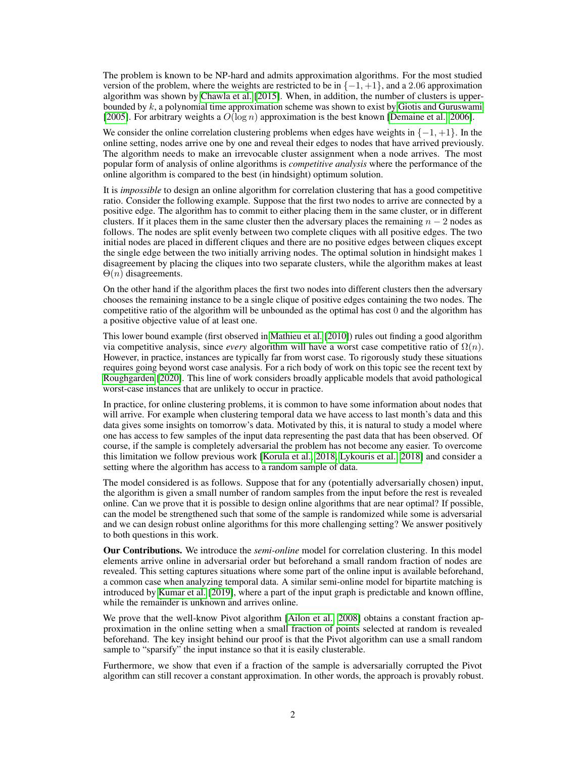The problem is known to be NP-hard and admits approximation algorithms. For the most studied version of the problem, where the weights are restricted to be in $\{-1, +1\}$, and a 2.06 approximation algorithm was shown by Chawla et al. [2015]. When, in addition, the number of clusters is upper-bounded by $k$, a polynomial time approximation scheme was shown to exist by Giotis and Guruswami [2005]. For arbitrary weights a $O(\log n)$ approximation is the best known [Demaine et al., 2006].

We consider the online correlation clustering problems when edges have weights in $\{-1, +1\}$. In the online setting, nodes arrive one by one and reveal their edges to nodes that have arrived previously. The algorithm needs to make an irrevocable cluster assignment when a node arrives. The most popular form of analysis of online algorithms is *competitive analysis* where the performance of the online algorithm is compared to the best (in hindsight) optimum solution.

It is *impossible* to design an online algorithm for correlation clustering that has a good competitive ratio. Consider the following example. Suppose that the first two nodes to arrive are connected by a positive edge. The algorithm has to commit to either placing them in the same cluster, or in different clusters. If it places them in the same cluster then the adversary places the remaining $n-2$ nodes as follows. The nodes are split evenly between two complete cliques with all positive edges. The two initial nodes are placed in different cliques and there are no positive edges between cliques except the single edge between the two initially arriving nodes. The optimal solution in hindsight makes 1 disagreement by placing the cliques into two separate clusters, while the algorithm makes at least $\Theta(n)$ disagreements.

On the other hand if the algorithm places the first two nodes into different clusters then the adversary chooses the remaining instance to be a single clique of positive edges containing the two nodes. The competitive ratio of the algorithm will be unbounded as the optimal has cost 0 and the algorithm has a positive objective value of at least one.

This lower bound example (first observed in Mathieu et al. [2010]) rules out finding a good algorithm via competitive analysis, since *every* algorithm will have a worst case competitive ratio of $\Omega(n)$. However, in practice, instances are typically far from worst case. To rigorously study these situations requires going beyond worst case analysis. For a rich body of work on this topic see the recent text by Roughgarden [2020]. This line of work considers broadly applicable models that avoid pathological worst-case instances that are unlikely to occur in practice.

In practice, for online clustering problems, it is common to have some information about nodes that will arrive. For example when clustering temporal data we have access to last month's data and this data gives some insights on tomorrow's data. Motivated by this, it is natural to study a model where one has access to few samples of the input data representing the past data that has been observed. Of course, if the sample is completely adversarial the problem has not become any easier. To overcome this limitation we follow previous work [Korula et al., 2018, Lykouris et al., 2018] and consider a setting where the algorithm has access to a random sample of data.

The model considered is as follows. Suppose that for any (potentially adversarially chosen) input, the algorithm is given a small number of random samples from the input before the rest is revealed online. Can we prove that it is possible to design online algorithms that are near optimal? If possible, can the model be strengthened such that some of the sample is randomized while some is adversarial and we can design robust online algorithms for this more challenging setting? We answer positively to both questions in this work.

**Our Contributions.** We introduce the *semi-online* model for correlation clustering. In this model elements arrive online in adversarial order but beforehand a small random fraction of nodes are revealed. This setting captures situations where some part of the online input is available beforehand, a common case when analyzing temporal data. A similar semi-online model for bipartite matching is introduced by Kumar et al. [2019], where a part of the input graph is predictable and known offline, while the remainder is unknown and arrives online.

We prove that the well-know Pivot algorithm [Ailon et al., 2008] obtains a constant fraction approximation in the online setting when a small fraction of points selected at random is revealed beforehand. The key insight behind our proof is that the Pivot algorithm can use a small random sample to "sparsify" the input instance so that it is easily clusterable.

Furthermore, we show that even if a fraction of the sample is adversarially corrupted the Pivot algorithm can still recover a constant approximation. In other words, the approach is provably robust.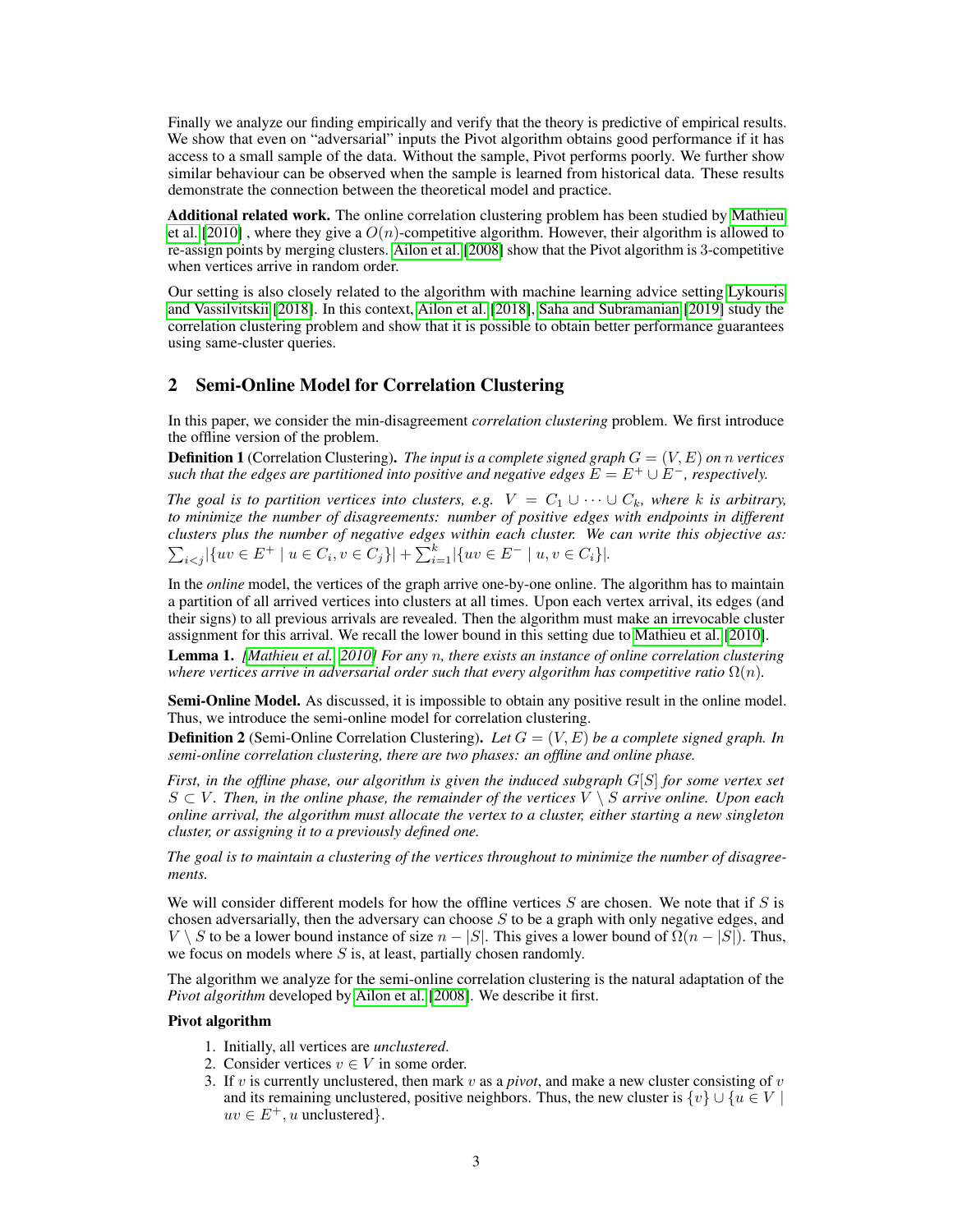Finally we analyze our finding empirically and verify that the theory is predictive of empirical results. We show that even on "adversarial" inputs the Pivot algorithm obtains good performance if it has access to a small sample of the data. Without the sample, Pivot performs poorly. We further show similar behaviour can be observed when the sample is learned from historical data. These results demonstrate the connection between the theoretical model and practice.

**Additional related work.** The online correlation clustering problem has been studied by Mathieu et al. [2010] , where they give a $O(n)$-competitive algorithm. However, their algorithm is allowed to re-assign points by merging clusters. Ailon et al. [2008] show that the Pivot algorithm is 3-competitive when vertices arrive in random order.

Our setting is also closely related to the algorithm with machine learning advice setting Lykouris and Vassilvitskii [2018]. In this context, Ailon et al. [2018], Saha and Subramanian [2019] study the correlation clustering problem and show that it is possible to obtain better performance guarantees using same-cluster queries.

## 2 Semi-Online Model for Correlation Clustering

In this paper, we consider the min-disagreement *correlation clustering* problem. We first introduce the offline version of the problem.

**Definition 1** (Correlation Clustering)**.** *The input is a complete signed graph $G = (V, E)$ on $n$ vertices such that the edges are partitioned into positive and negative edges $E = E^+ \cup E^-$, respectively.*

*The goal is to partition vertices into clusters, e.g. $V = C_1 \cup \cdots \cup C_k$, where $k$ is arbitrary, to minimize the number of disagreements: number of positive edges with endpoints in different clusters plus the number of negative edges within each cluster. We can write this objective as: $\sum_{i<j} |\{uv \in E^+ \mid u \in C_i, v \in C_j\}| + \sum_{i=1}^{k} |\{uv \in E^- \mid u, v \in C_i\}|$.*

In the *online* model, the vertices of the graph arrive one-by-one online. The algorithm has to maintain a partition of all arrived vertices into clusters at all times. Upon each vertex arrival, its edges (and their signs) to all previous arrivals are revealed. Then the algorithm must make an irrevocable cluster assignment for this arrival. We recall the lower bound in this setting due to Mathieu et al. [2010].

**Lemma 1.** *[Mathieu et al., 2010] For any $n$, there exists an instance of online correlation clustering where vertices arrive in adversarial order such that every algorithm has competitive ratio $\Omega(n)$.*

**Semi-Online Model.** As discussed, it is impossible to obtain any positive result in the online model. Thus, we introduce the semi-online model for correlation clustering.

**Definition 2** (Semi-Online Correlation Clustering)**.** *Let $G = (V, E)$ be a complete signed graph. In semi-online correlation clustering, there are two phases: an offline and online phase.*

*First, in the offline phase, our algorithm is given the induced subgraph $G[S]$ for some vertex set $S \subset V$. Then, in the online phase, the remainder of the vertices $V \setminus S$ arrive online. Upon each online arrival, the algorithm must allocate the vertex to a cluster, either starting a new singleton cluster, or assigning it to a previously defined one.*

*The goal is to maintain a clustering of the vertices throughout to minimize the number of disagreements.*

We will consider different models for how the offline vertices $S$ are chosen. We note that if $S$ is chosen adversarially, then the adversary can choose $S$ to be a graph with only negative edges, and $V \setminus S$ to be a lower bound instance of size $n - |S|$. This gives a lower bound of $\Omega(n - |S|)$. Thus, we focus on models where $S$ is, at least, partially chosen randomly.

The algorithm we analyze for the semi-online correlation clustering is the natural adaptation of the *Pivot algorithm* developed by Ailon et al. [2008]. We describe it first.

**Pivot algorithm**

1. Initially, all vertices are *unclustered*.
2. Consider vertices $v \in V$ in some order.
3. If $v$ is currently unclustered, then mark $v$ as a *pivot*, and make a new cluster consisting of $v$ and its remaining unclustered, positive neighbors. Thus, the new cluster is $\{v\} \cup \{u \in V \mid uv \in E^+, u \text{ unclustered}\}$.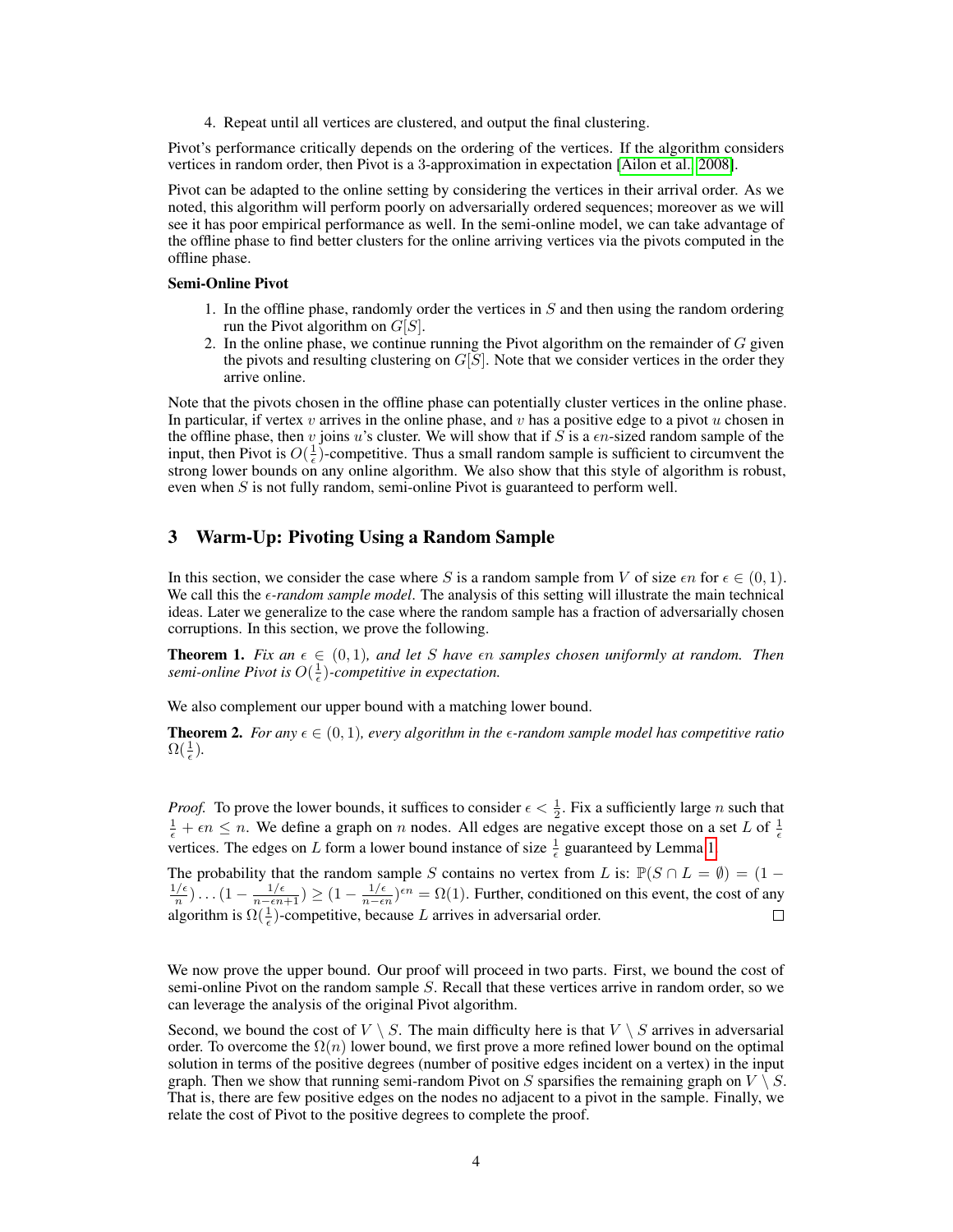4. Repeat until all vertices are clustered, and output the final clustering.

Pivot's performance critically depends on the ordering of the vertices. If the algorithm considers vertices in random order, then Pivot is a 3-approximation in expectation [Ailon et al., 2008].

Pivot can be adapted to the online setting by considering the vertices in their arrival order. As we noted, this algorithm will perform poorly on adversarially ordered sequences; moreover as we will see it has poor empirical performance as well. In the semi-online model, we can take advantage of the offline phase to find better clusters for the online arriving vertices via the pivots computed in the offline phase.

**Semi-Online Pivot**

1. In the offline phase, randomly order the vertices in $S$ and then using the random ordering run the Pivot algorithm on $G[S]$.
2. In the online phase, we continue running the Pivot algorithm on the remainder of $G$ given the pivots and resulting clustering on $G[S]$. Note that we consider vertices in the order they arrive online.

Note that the pivots chosen in the offline phase can potentially cluster vertices in the online phase. In particular, if vertex $v$ arrives in the online phase, and $v$ has a positive edge to a pivot $u$ chosen in the offline phase, then $v$ joins $u$'s cluster. We will show that if $S$ is a $\epsilon n$-sized random sample of the input, then Pivot is $O(\frac{1}{\epsilon})$-competitive. Thus a small random sample is sufficient to circumvent the strong lower bounds on any online algorithm. We also show that this style of algorithm is robust, even when $S$ is not fully random, semi-online Pivot is guaranteed to perform well.

## 3 Warm-Up: Pivoting Using a Random Sample

In this section, we consider the case where $S$ is a random sample from $V$ of size $\epsilon n$ for $\epsilon \in (0, 1)$. We call this the *$\epsilon$-random sample model*. The analysis of this setting will illustrate the main technical ideas. Later we generalize to the case where the random sample has a fraction of adversarially chosen corruptions. In this section, we prove the following.

**Theorem 1.** *Fix an $\epsilon \in (0, 1)$, and let $S$ have $\epsilon n$ samples chosen uniformly at random. Then semi-online Pivot is $O(\frac{1}{\epsilon})$-competitive in expectation.*

We also complement our upper bound with a matching lower bound.

**Theorem 2.** *For any $\epsilon \in (0, 1)$, every algorithm in the $\epsilon$-random sample model has competitive ratio $\Omega(\frac{1}{\epsilon})$.*

*Proof.* To prove the lower bounds, it suffices to consider $\epsilon < \frac{1}{2}$. Fix a sufficiently large $n$ such that $\frac{1}{\epsilon} + \epsilon n \leq n$. We define a graph on $n$ nodes. All edges are negative except those on a set $L$ of $\frac{1}{\epsilon}$ vertices. The edges on $L$ form a lower bound instance of size $\frac{1}{\epsilon}$ guaranteed by Lemma 1.

The probability that the random sample $S$ contains no vertex from $L$ is: $\mathbb{P}(S \cap L = \emptyset) = (1 - \frac{1/\epsilon}{n}) \dots (1 - \frac{1/\epsilon}{n - \epsilon n + 1}) \geq (1 - \frac{1/\epsilon}{n - \epsilon n})^{\epsilon n} = \Omega(1)$. Further, conditioned on this event, the cost of any algorithm is $\Omega(\frac{1}{\epsilon})$-competitive, because $L$ arrives in adversarial order. ∎

We now prove the upper bound. Our proof will proceed in two parts. First, we bound the cost of semi-online Pivot on the random sample $S$. Recall that these vertices arrive in random order, so we can leverage the analysis of the original Pivot algorithm.

Second, we bound the cost of $V \setminus S$. The main difficulty here is that $V \setminus S$ arrives in adversarial order. To overcome the $\Omega(n)$ lower bound, we first prove a more refined lower bound on the optimal solution in terms of the positive degrees (number of positive edges incident on a vertex) in the input graph. Then we show that running semi-random Pivot on $S$ sparsifies the remaining graph on $V \setminus S$. That is, there are few positive edges on the nodes no adjacent to a pivot in the sample. Finally, we relate the cost of Pivot to the positive degrees to complete the proof.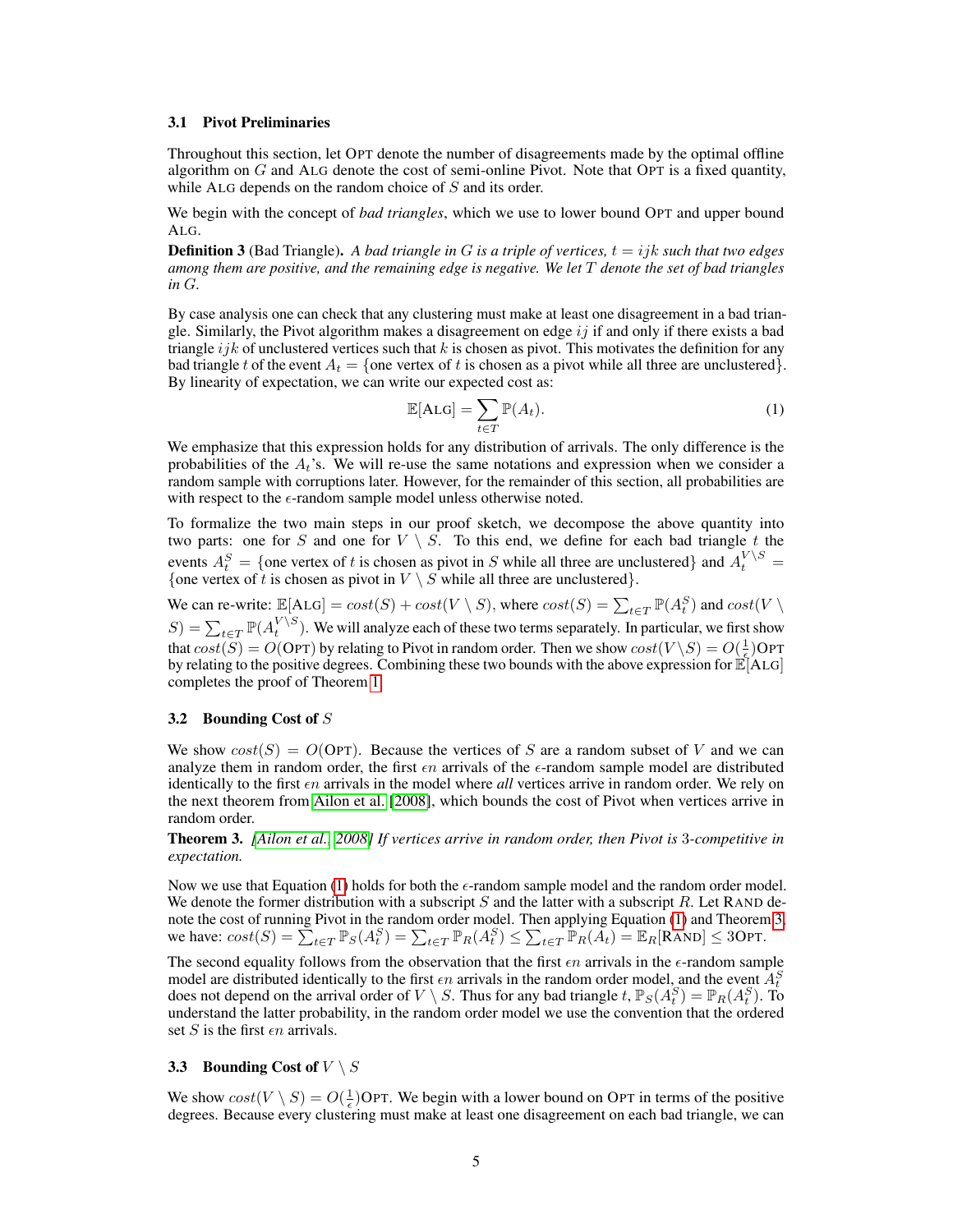### 3.1 Pivot Preliminaries

Throughout this section, let OPT denote the number of disagreements made by the optimal offline algorithm on $G$ and ALG denote the cost of semi-online Pivot. Note that OPT is a fixed quantity, while ALG depends on the random choice of $S$ and its order.

We begin with the concept of *bad triangles*, which we use to lower bound OPT and upper bound ALG.

**Definition 3** (Bad Triangle). *A bad triangle in $G$ is a triple of vertices, $t = ijk$ such that two edges among them are positive, and the remaining edge is negative. We let $T$ denote the set of bad triangles in $G$.*

By case analysis one can check that any clustering must make at least one disagreement in a bad triangle. Similarly, the Pivot algorithm makes a disagreement on edge $ij$ if and only if there exists a bad triangle $ijk$ of unclustered vertices such that $k$ is chosen as pivot. This motivates the definition for any bad triangle $t$ of the event $A_t = \{\text{one vertex of } t \text{ is chosen as a pivot while all three are unclustered}\}$. By linearity of expectation, we can write our expected cost as:

$$\mathbb{E}[\text{ALG}] = \sum_{t \in T} \mathbb{P}(A_t). \tag{1}$$

We emphasize that this expression holds for any distribution of arrivals. The only difference is the probabilities of the $A_t$'s. We will re-use the same notations and expression when we consider a random sample with corruptions later. However, for the remainder of this section, all probabilities are with respect to the $\epsilon$-random sample model unless otherwise noted.

To formalize the two main steps in our proof sketch, we decompose the above quantity into two parts: one for $S$ and one for $V \setminus S$. To this end, we define for each bad triangle $t$ the events $A_t^S = \{\text{one vertex of } t \text{ is chosen as pivot in } S \text{ while all three are unclustered}\}$ and $A_t^{V \setminus S} = \{\text{one vertex of } t \text{ is chosen as pivot in } V \setminus S \text{ while all three are unclustered}\}$.

We can re-write: $\mathbb{E}[\text{ALG}] = cost(S) + cost(V \setminus S)$, where $cost(S) = \sum_{t \in T} \mathbb{P}(A_t^S)$ and $cost(V \setminus S) = \sum_{t \in T} \mathbb{P}(A_t^{V \setminus S})$. We will analyze each of these two terms separately. In particular, we first show that $cost(S) = O(\text{OPT})$ by relating to Pivot in random order. Then we show $cost(V \setminus S) = O(\frac{1}{\epsilon})\text{OPT}$ by relating to the positive degrees. Combining these two bounds with the above expression for $\mathbb{E}[\text{ALG}]$ completes the proof of Theorem 1.

### 3.2 Bounding Cost of $S$

We show $cost(S) = O(\text{OPT})$. Because the vertices of $S$ are a random subset of $V$ and we can analyze them in random order, the first $\epsilon n$ arrivals of the $\epsilon$-random sample model are distributed identically to the first $\epsilon n$ arrivals in the model where *all* vertices arrive in random order. We rely on the next theorem from Ailon et al. [2008], which bounds the cost of Pivot when vertices arrive in random order.

**Theorem 3.** *[Ailon et al., 2008] If vertices arrive in random order, then Pivot is 3-competitive in expectation.*

Now we use that Equation (1) holds for both the $\epsilon$-random sample model and the random order model. We denote the former distribution with a subscript $S$ and the latter with a subscript $R$. Let RAND denote the cost of running Pivot in the random order model. Then applying Equation (1) and Theorem 3, we have: $cost(S) = \sum_{t \in T} \mathbb{P}_S(A_t^S) = \sum_{t \in T} \mathbb{P}_R(A_t^S) \leq \sum_{t \in T} \mathbb{P}_R(A_t) = \mathbb{E}_R[\text{RAND}] \leq 3\text{OPT}$.

The second equality follows from the observation that the first $\epsilon n$ arrivals in the $\epsilon$-random sample model are distributed identically to the first $\epsilon n$ arrivals in the random order model, and the event $A_t^S$ does not depend on the arrival order of $V \setminus S$. Thus for any bad triangle $t$, $\mathbb{P}_S(A_t^S) = \mathbb{P}_R(A_t^S)$. To understand the latter probability, in the random order model we use the convention that the ordered set $S$ is the first $\epsilon n$ arrivals.

### 3.3 Bounding Cost of $V \setminus S$

We show $cost(V \setminus S) = O(\frac{1}{\epsilon})\text{OPT}$. We begin with a lower bound on OPT in terms of the positive degrees. Because every clustering must make at least one disagreement on each bad triangle, we can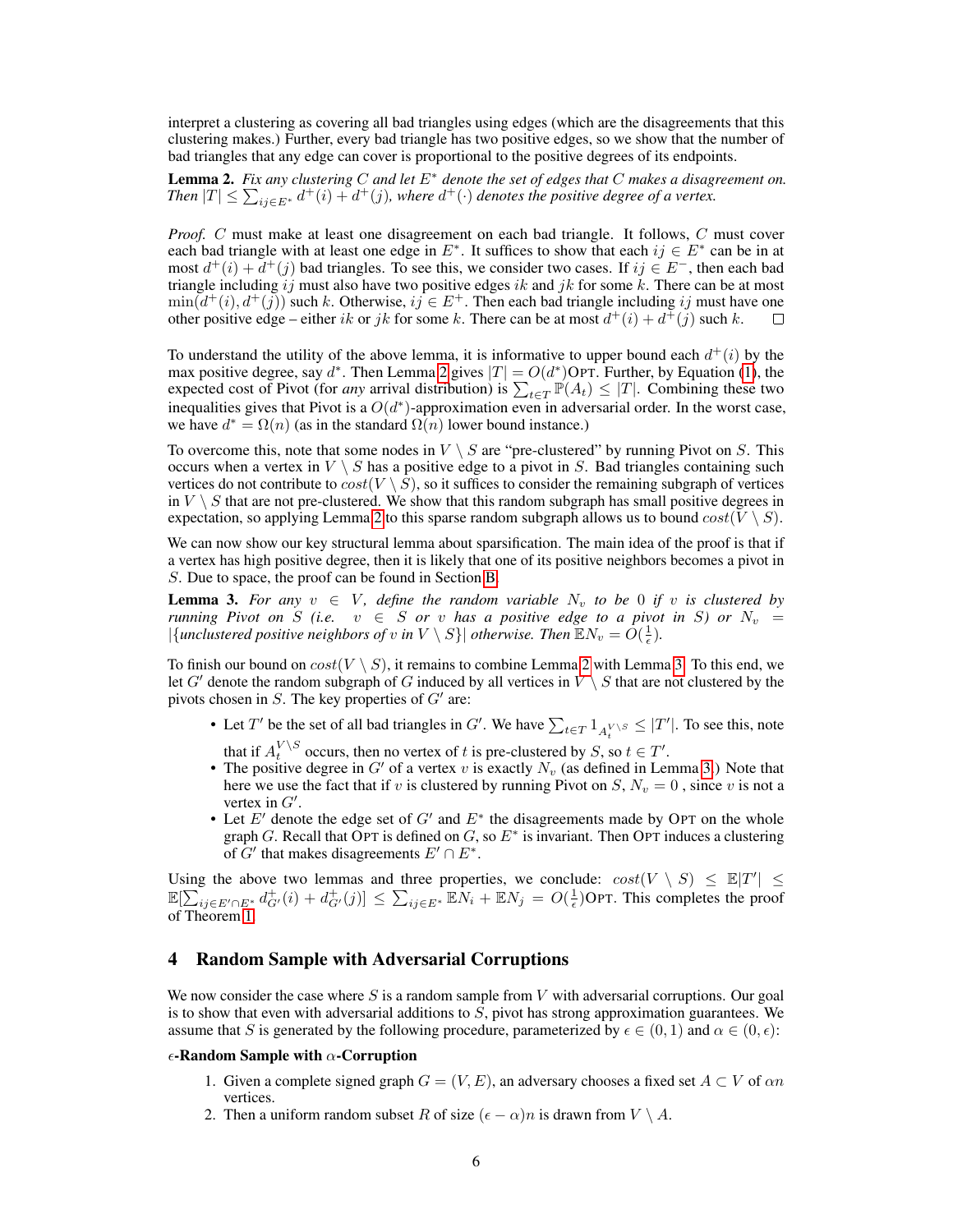interpret a clustering as covering all bad triangles using edges (which are the disagreements that this clustering makes.) Further, every bad triangle has two positive edges, so we show that the number of bad triangles that any edge can cover is proportional to the positive degrees of its endpoints.

**Lemma 2.** *Fix any clustering $C$ and let $E^*$ denote the set of edges that $C$ makes a disagreement on. Then $|T| \leq \sum_{ij \in E^*} d^+(i) + d^+(j)$, where $d^+(\cdot)$ denotes the positive degree of a vertex.*

*Proof.* $C$ must make at least one disagreement on each bad triangle. It follows, $C$ must cover each bad triangle with at least one edge in $E^*$. It suffices to show that each $ij \in E^*$ can be in at most $d^+(i) + d^+(j)$ bad triangles. To see this, we consider two cases. If $ij \in E^-$, then each bad triangle including $ij$ must also have two positive edges $ik$ and $jk$ for some $k$. There can be at most $\min(d^+(i), d^+(j))$ such $k$. Otherwise, $ij \in E^+$. Then each bad triangle including $ij$ must have one other positive edge – either $ik$ or $jk$ for some $k$. There can be at most $d^+(i) + d^+(j)$ such $k$. □

To understand the utility of the above lemma, it is informative to upper bound each $d^+(i)$ by the max positive degree, say $d^*$. Then Lemma 2 gives $|T| = O(d^*)$Opt. Further, by Equation (1), the expected cost of Pivot (for *any* arrival distribution) is $\sum_{t \in T} \mathbb{P}(A_t) \leq |T|$. Combining these two inequalities gives that Pivot is a $O(d^*)$-approximation even in adversarial order. In the worst case, we have $d^* = \Omega(n)$ (as in the standard $\Omega(n)$ lower bound instance.)

To overcome this, note that some nodes in $V \setminus S$ are "pre-clustered" by running Pivot on $S$. This occurs when a vertex in $V \setminus S$ has a positive edge to a pivot in $S$. Bad triangles containing such vertices do not contribute to $cost(V \setminus S)$, so it suffices to consider the remaining subgraph of vertices in $V \setminus S$ that are not pre-clustered. We show that this random subgraph has small positive degrees in expectation, so applying Lemma 2 to this sparse random subgraph allows us to bound $cost(V \setminus S)$.

We can now show our key structural lemma about sparsification. The main idea of the proof is that if a vertex has high positive degree, then it is likely that one of its positive neighbors becomes a pivot in $S$. Due to space, the proof can be found in Section B.

**Lemma 3.** *For any $v \in V$, define the random variable $N_v$ to be 0 if $v$ is clustered by running Pivot on $S$ (i.e. $v \in S$ or $v$ has a positive edge to a pivot in $S$) or $N_v = |\{$unclustered positive neighbors of $v$ in $V \setminus S\}|$ otherwise. Then $\mathbb{E}N_v = O(\frac{1}{\epsilon})$.*

To finish our bound on $cost(V \setminus S)$, it remains to combine Lemma 2 with Lemma 3. To this end, we let $G'$ denote the random subgraph of $G$ induced by all vertices in $V \setminus S$ that are not clustered by the pivots chosen in $S$. The key properties of $G'$ are:

- Let $T'$ be the set of all bad triangles in $G'$. We have $\sum_{t \in T} 1_{A_t^{V \setminus S}} \leq |T'|$. To see this, note that if $A_t^{V \setminus S}$ occurs, then no vertex of $t$ is pre-clustered by $S$, so $t \in T'$.
- The positive degree in $G'$ of a vertex $v$ is exactly $N_v$ (as defined in Lemma 3.) Note that here we use the fact that if $v$ is clustered by running Pivot on $S$, $N_v = 0$ , since $v$ is not a vertex in $G'$.
- Let $E'$ denote the edge set of $G'$ and $E^*$ the disagreements made by Opt on the whole graph $G$. Recall that Opt is defined on $G$, so $E^*$ is invariant. Then Opt induces a clustering of $G'$ that makes disagreements $E' \cap E^*$.

Using the above two lemmas and three properties, we conclude: $cost(V \setminus S) \leq \mathbb{E}|T'| \leq \mathbb{E}[\sum_{ij \in E' \cap E^*} d^+_{G'}(i) + d^+_{G'}(j)] \leq \sum_{ij \in E^*} \mathbb{E}N_i + \mathbb{E}N_j = O(\frac{1}{\epsilon})$Opt. This completes the proof of Theorem 1.

## 4 Random Sample with Adversarial Corruptions

We now consider the case where $S$ is a random sample from $V$ with adversarial corruptions. Our goal is to show that even with adversarial additions to $S$, pivot has strong approximation guarantees. We assume that $S$ is generated by the following procedure, parameterized by $\epsilon \in (0, 1)$ and $\alpha \in (0, \epsilon)$:

**$\epsilon$-Random Sample with $\alpha$-Corruption**

1. Given a complete signed graph $G = (V, E)$, an adversary chooses a fixed set $A \subset V$ of $\alpha n$ vertices.
2. Then a uniform random subset $R$ of size $(\epsilon - \alpha)n$ is drawn from $V \setminus A$.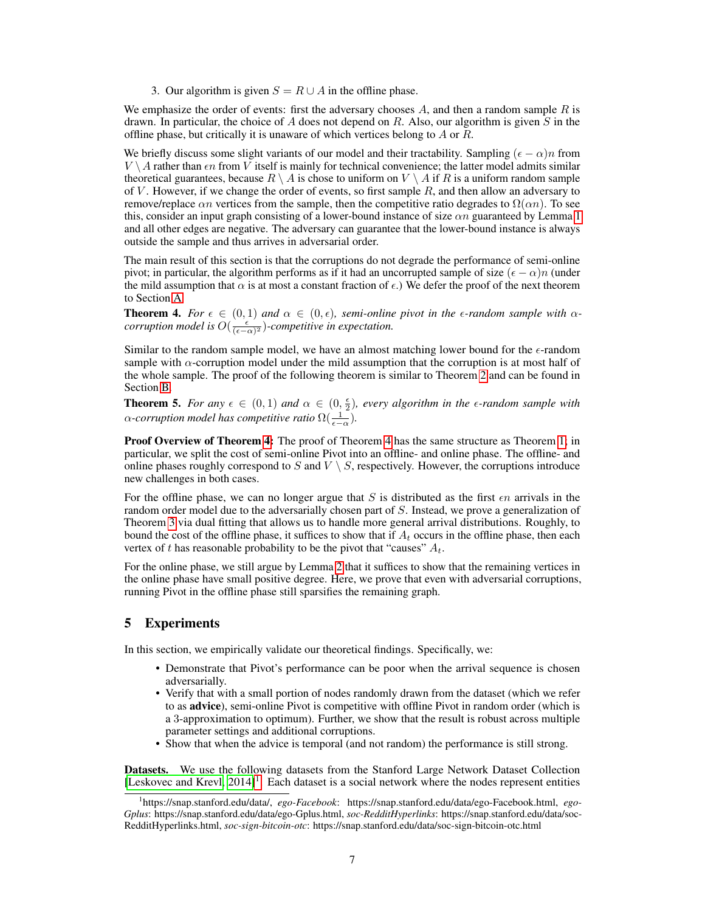3. Our algorithm is given $S = R \cup A$ in the offline phase.

We emphasize the order of events: first the adversary chooses $A$, and then a random sample $R$ is drawn. In particular, the choice of $A$ does not depend on $R$. Also, our algorithm is given $S$ in the offline phase, but critically it is unaware of which vertices belong to $A$ or $R$.

We briefly discuss some slight variants of our model and their tractability. Sampling $(\epsilon - \alpha)n$ from $V \setminus A$ rather than $\epsilon n$ from $V$ itself is mainly for technical convenience; the latter model admits similar theoretical guarantees, because $R \setminus A$ is chose to uniform on $V \setminus A$ if $R$ is a uniform random sample of $V$. However, if we change the order of events, so first sample $R$, and then allow an adversary to remove/replace $\alpha n$ vertices from the sample, then the competitive ratio degrades to $\Omega(\alpha n)$. To see this, consider an input graph consisting of a lower-bound instance of size $\alpha n$ guaranteed by Lemma 1 and all other edges are negative. The adversary can guarantee that the lower-bound instance is always outside the sample and thus arrives in adversarial order.

The main result of this section is that the corruptions do not degrade the performance of semi-online pivot; in particular, the algorithm performs as if it had an uncorrupted sample of size $(\epsilon - \alpha)n$ (under the mild assumption that $\alpha$ is at most a constant fraction of $\epsilon$.) We defer the proof of the next theorem to Section A.

**Theorem 4.** *For $\epsilon \in (0, 1)$ and $\alpha \in (0, \epsilon)$, semi-online pivot in the $\epsilon$-random sample with $\alpha$-corruption model is $O(\frac{\epsilon}{(\epsilon-\alpha)^2})$-competitive in expectation.*

Similar to the random sample model, we have an almost matching lower bound for the $\epsilon$-random sample with $\alpha$-corruption model under the mild assumption that the corruption is at most half of the whole sample. The proof of the following theorem is similar to Theorem 2 and can be found in Section B.

**Theorem 5.** *For any $\epsilon \in (0, 1)$ and $\alpha \in (0, \frac{\epsilon}{2})$, every algorithm in the $\epsilon$-random sample with $\alpha$-corruption model has competitive ratio $\Omega(\frac{1}{\epsilon-\alpha})$.*

**Proof Overview of Theorem 4:** The proof of Theorem 4 has the same structure as Theorem 1, in particular, we split the cost of semi-online Pivot into an offline- and online phase. The offline- and online phases roughly correspond to $S$ and $V \setminus S$, respectively. However, the corruptions introduce new challenges in both cases.

For the offline phase, we can no longer argue that $S$ is distributed as the first $\epsilon n$ arrivals in the random order model due to the adversarially chosen part of $S$. Instead, we prove a generalization of Theorem 3 via dual fitting that allows us to handle more general arrival distributions. Roughly, to bound the cost of the offline phase, it suffices to show that if $A_t$ occurs in the offline phase, then each vertex of $t$ has reasonable probability to be the pivot that "causes" $A_t$.

For the online phase, we still argue by Lemma 2 that it suffices to show that the remaining vertices in the online phase have small positive degree. Here, we prove that even with adversarial corruptions, running Pivot in the offline phase still sparsifies the remaining graph.

## 5 Experiments

In this section, we empirically validate our theoretical findings. Specifically, we:

- Demonstrate that Pivot's performance can be poor when the arrival sequence is chosen adversarially.
- Verify that with a small portion of nodes randomly drawn from the dataset (which we refer to as **advice**), semi-online Pivot is competitive with offline Pivot in random order (which is a 3-approximation to optimum). Further, we show that the result is robust across multiple parameter settings and additional corruptions.
- Show that when the advice is temporal (and not random) the performance is still strong.

**Datasets.** We use the following datasets from the Stanford Large Network Dataset Collection [Leskovec and Krevl, 2014][1]. Each dataset is a social network where the nodes represent entities

[1] https://snap.stanford.edu/data/, *ego-Facebook*: https://snap.stanford.edu/data/ego-Facebook.html, *ego-Gplus*: https://snap.stanford.edu/data/ego-Gplus.html, *soc-RedditHyperlinks*: https://snap.stanford.edu/data/soc-RedditHyperlinks.html, *soc-sign-bitcoin-otc*: https://snap.stanford.edu/data/soc-sign-bitcoin-otc.html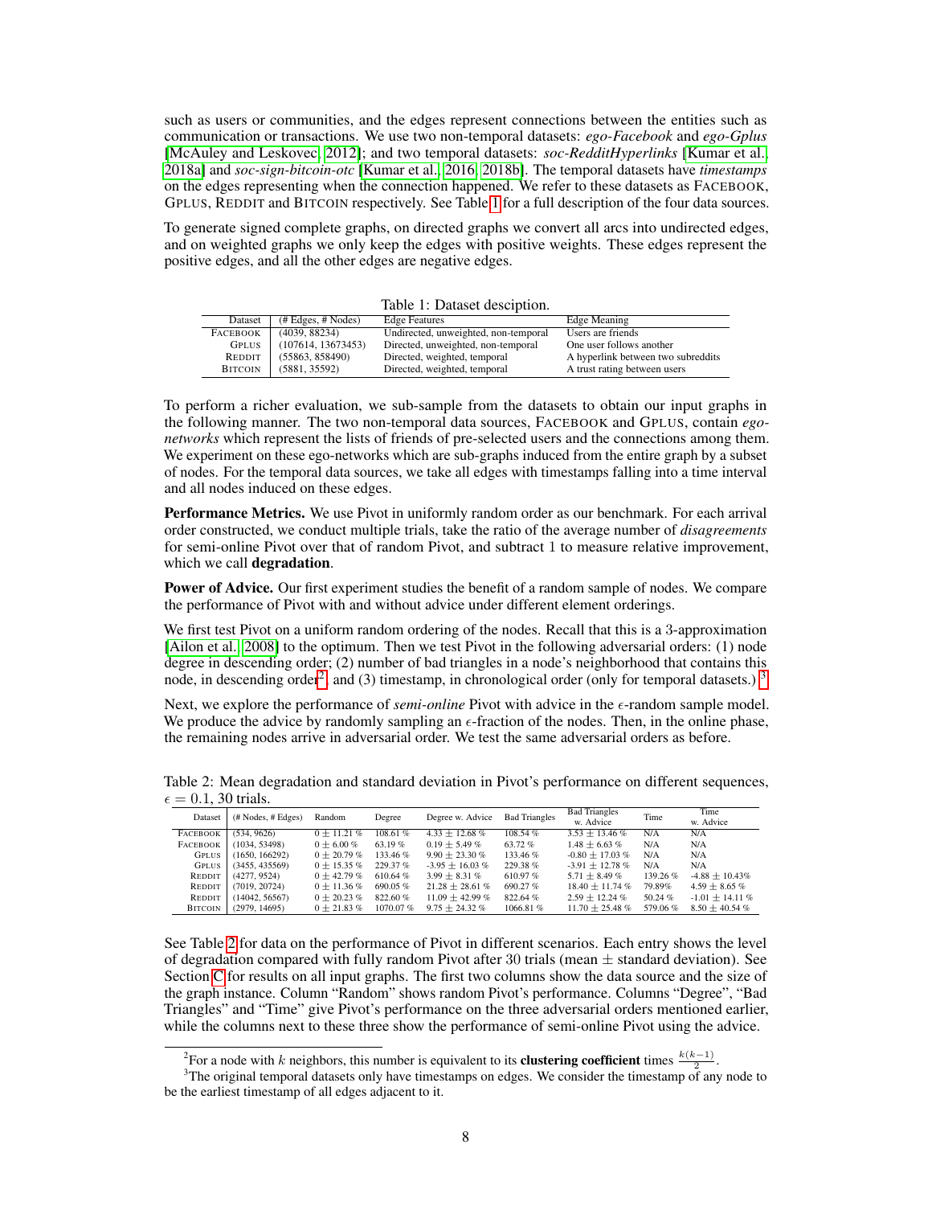such as users or communities, and the edges represent connections between the entities such as communication or transactions. We use two non-temporal datasets: *ego-Facebook* and *ego-Gplus* [McAuley and Leskovec, 2012]; and two temporal datasets: *soc-RedditHyperlinks* [Kumar et al., 2018a] and *soc-sign-bitcoin-otc* [Kumar et al., 2016, 2018b]. The temporal datasets have *timestamps* on the edges representing when the connection happened. We refer to these datasets as FACEBOOK, GPLUS, REDDIT and BITCOIN respectively. See Table 1 for a full description of the four data sources.

To generate signed complete graphs, on directed graphs we convert all arcs into undirected edges, and on weighted graphs we only keep the edges with positive weights. These edges represent the positive edges, and all the other edges are negative edges.

Table 1: Dataset desciption.

| Dataset | (# Edges, # Nodes) | Edge Features | Edge Meaning |
|---|---|---|---|
| FACEBOOK | (4039, 88234) | Undirected, unweighted, non-temporal | Users are friends |
| GPLUS | (107614, 13673453) | Directed, unweighted, non-temporal | One user follows another |
| REDDIT | (55863, 858490) | Directed, weighted, temporal | A hyperlink between two subreddits |
| BITCOIN | (5881, 35592) | Directed, weighted, temporal | A trust rating between users |

To perform a richer evaluation, we sub-sample from the datasets to obtain our input graphs in the following manner. The two non-temporal data sources, FACEBOOK and GPLUS, contain *ego-networks* which represent the lists of friends of pre-selected users and the connections among them. We experiment on these ego-networks which are sub-graphs induced from the entire graph by a subset of nodes. For the temporal data sources, we take all edges with timestamps falling into a time interval and all nodes induced on these edges.

**Performance Metrics.** We use Pivot in uniformly random order as our benchmark. For each arrival order constructed, we conduct multiple trials, take the ratio of the average number of *disagreements* for semi-online Pivot over that of random Pivot, and subtract 1 to measure relative improvement, which we call **degradation**.

**Power of Advice.** Our first experiment studies the benefit of a random sample of nodes. We compare the performance of Pivot with and without advice under different element orderings.

We first test Pivot on a uniform random ordering of the nodes. Recall that this is a 3-approximation [Ailon et al., 2008] to the optimum. Then we test Pivot in the following adversarial orders: (1) node degree in descending order; (2) number of bad triangles in a node's neighborhood that contains this node, in descending order[2], and (3) timestamp, in chronological order (only for temporal datasets.)[3]

Next, we explore the performance of *semi-online* Pivot with advice in the $\epsilon$-random sample model. We produce the advice by randomly sampling an $\epsilon$-fraction of the nodes. Then, in the online phase, the remaining nodes arrive in adversarial order. We test the same adversarial orders as before.

Table 2: Mean degradation and standard deviation in Pivot's performance on different sequences, $\epsilon = 0.1$, 30 trials.

| Dataset | (# Nodes, # Edges) | Random | Degree | Degree w. Advice | Bad Triangles | Bad Triangles w. Advice | Time | Time w. Advice |
|---|---|---|---|---|---|---|---|---|
| FACEBOOK | (534, 9626) | 0 ± 11.21 % | 108.61 % | 4.33 ± 12.68 % | 108.54 % | 3.53 ± 13.46 % | N/A | N/A |
| FACEBOOK | (1034, 53498) | 0 ± 6.00 % | 63.19 % | 0.19 ± 5.49 % | 63.72 % | 1.48 ± 6.63 % | N/A | N/A |
| GPLUS | (1650, 166292) | 0 ± 20.79 % | 133.46 % | 9.90 ± 23.30 % | 133.46 % | -0.80 ± 17.03 % | N/A | N/A |
| GPLUS | (3455, 435569) | 0 ± 15.35 % | 229.37 % | -3.95 ± 16.03 % | 229.38 % | -3.91 ± 12.78 % | N/A | N/A |
| REDDIT | (4277, 9524) | 0 ± 42.79 % | 610.64 % | 3.99 ± 8.31 % | 610.97 % | 5.71 ± 8.49 % | 139.26 % | -4.88 ± 10.43% |
| REDDIT | (7019, 20724) | 0 ± 11.36 % | 690.05 % | 21.28 ± 28.61 % | 690.27 % | 18.40 ± 11.74 % | 79.89% | 4.59 ± 8.65 % |
| REDDIT | (14042, 56567) | 0 ± 20.23 % | 822.60 % | 11.09 ± 42.99 % | 822.64 % | 2.59 ± 12.24 % | 50.24 % | -1.01 ± 14.11 % |
| BITCOIN | (2979, 14695) | 0 ± 21.83 % | 1070.07 % | 9.75 ± 24.32 % | 1066.81 % | 11.70 ± 25.48 % | 579.06 % | 8.50 ± 40.54 % |

See Table 2 for data on the performance of Pivot in different scenarios. Each entry shows the level of degradation compared with fully random Pivot after 30 trials (mean ± standard deviation). See Section C for results on all input graphs. The first two columns show the data source and the size of the graph instance. Column "Random" shows random Pivot's performance. Columns "Degree", "Bad Triangles" and "Time" give Pivot's performance on the three adversarial orders mentioned earlier, while the columns next to these three show the performance of semi-online Pivot using the advice.

[2] For a node with $k$ neighbors, this number is equivalent to its **clustering coefficient** times $\frac{k(k-1)}{2}$.

[3] The original temporal datasets only have timestamps on edges. We consider the timestamp of any node to be the earliest timestamp of all edges adjacent to it.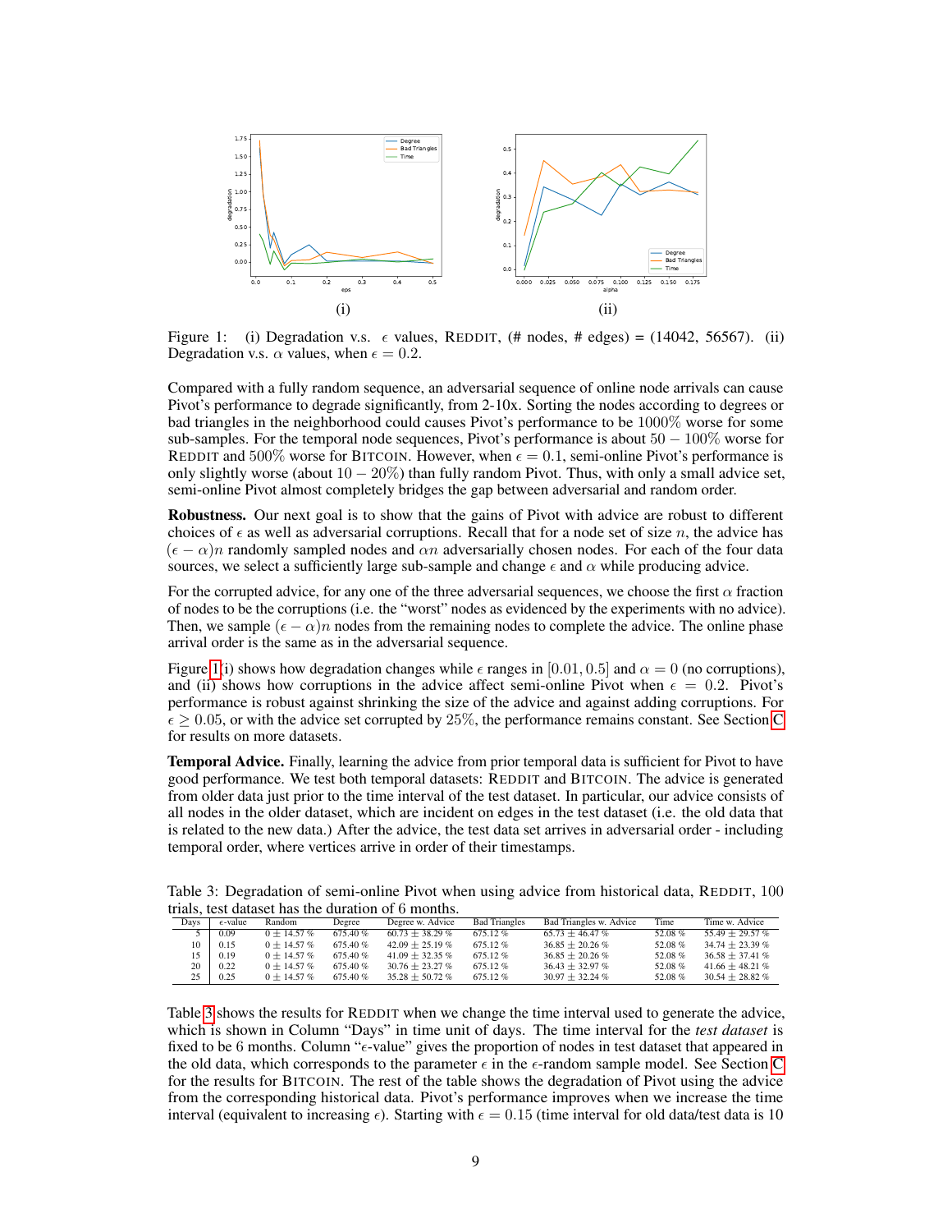Figure 1: (i) Degradation v.s. $\epsilon$ values, REDDIT, (# nodes, # edges) = (14042, 56567). (ii) Degradation v.s. $\alpha$ values, when $\epsilon = 0.2$.

Compared with a fully random sequence, an adversarial sequence of online node arrivals can cause Pivot's performance to degrade significantly, from 2-10x. Sorting the nodes according to degrees or bad triangles in the neighborhood could causes Pivot's performance to be 1000% worse for some sub-samples. For the temporal node sequences, Pivot's performance is about $50 - 100\%$ worse for REDDIT and 500% worse for BITCOIN. However, when $\epsilon = 0.1$, semi-online Pivot's performance is only slightly worse (about $10 - 20\%$) than fully random Pivot. Thus, with only a small advice set, semi-online Pivot almost completely bridges the gap between adversarial and random order.

**Robustness.** Our next goal is to show that the gains of Pivot with advice are robust to different choices of $\epsilon$ as well as adversarial corruptions. Recall that for a node set of size $n$, the advice has $(\epsilon - \alpha)n$ randomly sampled nodes and $\alpha n$ adversarially chosen nodes. For each of the four data sources, we select a sufficiently large sub-sample and change $\epsilon$ and $\alpha$ while producing advice.

For the corrupted advice, for any one of the three adversarial sequences, we choose the first $\alpha$ fraction of nodes to be the corruptions (i.e. the "worst" nodes as evidenced by the experiments with no advice). Then, we sample $(\epsilon - \alpha)n$ nodes from the remaining nodes to complete the advice. The online phase arrival order is the same as in the adversarial sequence.

Figure 1(i) shows how degradation changes while $\epsilon$ ranges in $[0.01, 0.5]$ and $\alpha = 0$ (no corruptions), and (ii) shows how corruptions in the advice affect semi-online Pivot when $\epsilon = 0.2$. Pivot's performance is robust against shrinking the size of the advice and against adding corruptions. For $\epsilon \geq 0.05$, or with the advice set corrupted by 25%, the performance remains constant. See Section C for results on more datasets.

**Temporal Advice.** Finally, learning the advice from prior temporal data is sufficient for Pivot to have good performance. We test both temporal datasets: REDDIT and BITCOIN. The advice is generated from older data just prior to the time interval of the test dataset. In particular, our advice consists of all nodes in the older dataset, which are incident on edges in the test dataset (i.e. the old data that is related to the new data.) After the advice, the test data set arrives in adversarial order - including temporal order, where vertices arrive in order of their timestamps.

Table 3: Degradation of semi-online Pivot when using advice from historical data, REDDIT, 100 trials, test dataset has the duration of 6 months.

| Days | $\epsilon$-value | Random | Degree | Degree w. Advice | Bad Triangles | Bad Triangles w. Advice | Time | Time w. Advice |
|---|---|---|---|---|---|---|---|---|
| 5 | 0.09 | $0 \pm 14.57$ % | 675.40 % | $60.73 \pm 38.29$ % | 675.12 % | $65.73 \pm 46.47$ % | 52.08 % | $55.49 \pm 29.57$ % |
| 10 | 0.15 | $0 \pm 14.57$ % | 675.40 % | $42.09 \pm 25.19$ % | 675.12 % | $36.85 \pm 20.26$ % | 52.08 % | $34.74 \pm 23.39$ % |
| 15 | 0.19 | $0 \pm 14.57$ % | 675.40 % | $41.09 \pm 32.35$ % | 675.12 % | $36.85 \pm 20.26$ % | 52.08 % | $36.58 \pm 37.41$ % |
| 20 | 0.22 | $0 \pm 14.57$ % | 675.40 % | $30.76 \pm 23.27$ % | 675.12 % | $36.43 \pm 32.97$ % | 52.08 % | $41.66 \pm 48.21$ % |
| 25 | 0.25 | $0 \pm 14.57$ % | 675.40 % | $35.28 \pm 50.72$ % | 675.12 % | $30.97 \pm 32.24$ % | 52.08 % | $30.54 \pm 28.82$ % |

Table 3 shows the results for REDDIT when we change the time interval used to generate the advice, which is shown in Column "Days" in time unit of days. The time interval for the *test dataset* is fixed to be 6 months. Column "$\epsilon$-value" gives the proportion of nodes in test dataset that appeared in the old data, which corresponds to the parameter $\epsilon$ in the $\epsilon$-random sample model. See Section C for the results for BITCOIN. The rest of the table shows the degradation of Pivot using the advice from the corresponding historical data. Pivot's performance improves when we increase the time interval (equivalent to increasing $\epsilon$). Starting with $\epsilon = 0.15$ (time interval for old data/test data is 10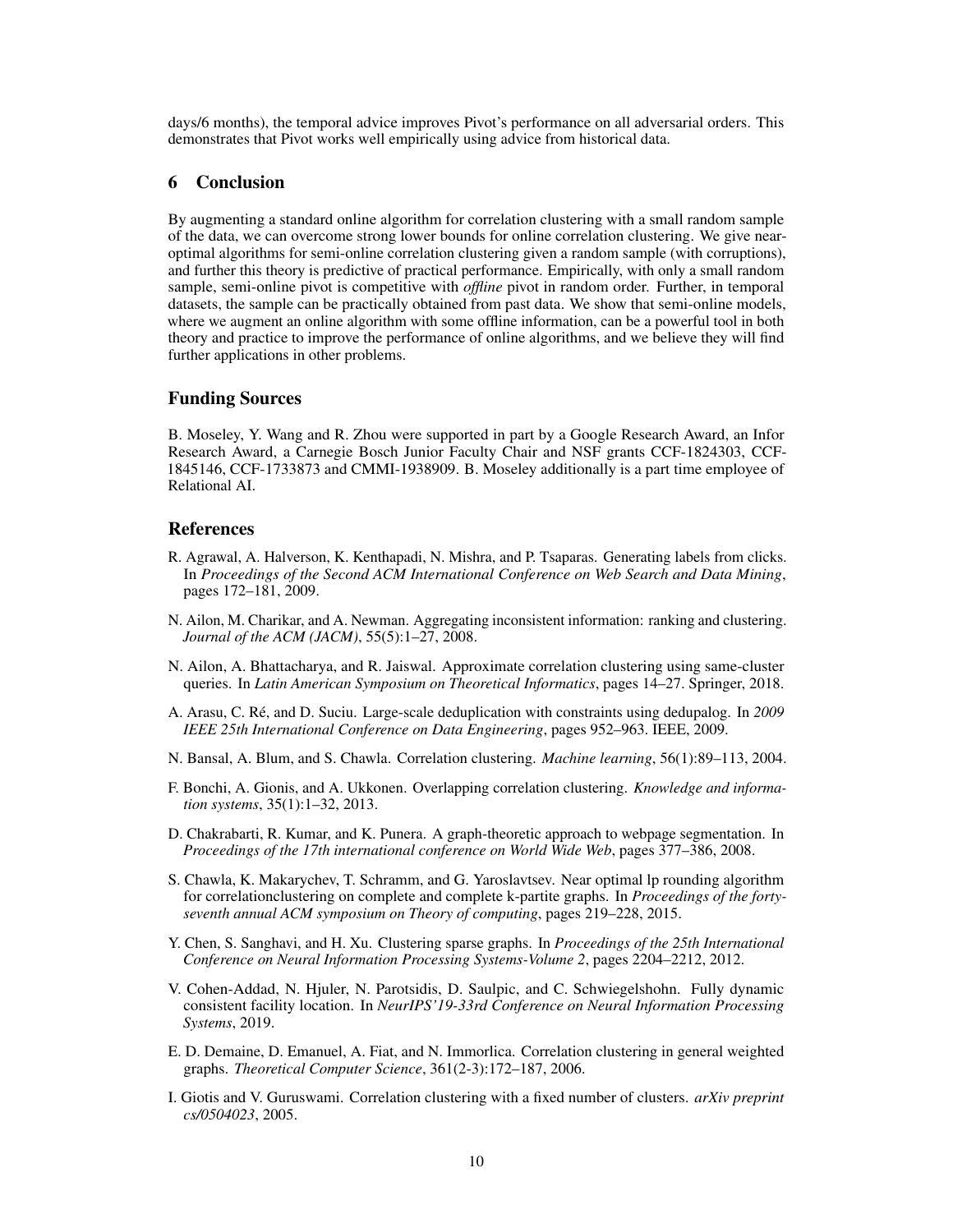days/6 months), the temporal advice improves Pivot's performance on all adversarial orders. This demonstrates that Pivot works well empirically using advice from historical data.

## 6 Conclusion

By augmenting a standard online algorithm for correlation clustering with a small random sample of the data, we can overcome strong lower bounds for online correlation clustering. We give near-optimal algorithms for semi-online correlation clustering given a random sample (with corruptions), and further this theory is predictive of practical performance. Empirically, with only a small random sample, semi-online pivot is competitive with *offline* pivot in random order. Further, in temporal datasets, the sample can be practically obtained from past data. We show that semi-online models, where we augment an online algorithm with some offline information, can be a powerful tool in both theory and practice to improve the performance of online algorithms, and we believe they will find further applications in other problems.

## Funding Sources

B. Moseley, Y. Wang and R. Zhou were supported in part by a Google Research Award, an Infor Research Award, a Carnegie Bosch Junior Faculty Chair and NSF grants CCF-1824303, CCF-1845146, CCF-1733873 and CMMI-1938909. B. Moseley additionally is a part time employee of Relational AI.

## References

R. Agrawal, A. Halverson, K. Kenthapadi, N. Mishra, and P. Tsaparas. Generating labels from clicks. In *Proceedings of the Second ACM International Conference on Web Search and Data Mining*, pages 172–181, 2009.

N. Ailon, M. Charikar, and A. Newman. Aggregating inconsistent information: ranking and clustering. *Journal of the ACM (JACM)*, 55(5):1–27, 2008.

N. Ailon, A. Bhattacharya, and R. Jaiswal. Approximate correlation clustering using same-cluster queries. In *Latin American Symposium on Theoretical Informatics*, pages 14–27. Springer, 2018.

A. Arasu, C. Ré, and D. Suciu. Large-scale deduplication with constraints using dedupalog. In *2009 IEEE 25th International Conference on Data Engineering*, pages 952–963. IEEE, 2009.

N. Bansal, A. Blum, and S. Chawla. Correlation clustering. *Machine learning*, 56(1):89–113, 2004.

F. Bonchi, A. Gionis, and A. Ukkonen. Overlapping correlation clustering. *Knowledge and information systems*, 35(1):1–32, 2013.

D. Chakrabarti, R. Kumar, and K. Punera. A graph-theoretic approach to webpage segmentation. In *Proceedings of the 17th international conference on World Wide Web*, pages 377–386, 2008.

S. Chawla, K. Makarychev, T. Schramm, and G. Yaroslavtsev. Near optimal lp rounding algorithm for correlationclustering on complete and complete k-partite graphs. In *Proceedings of the forty-seventh annual ACM symposium on Theory of computing*, pages 219–228, 2015.

Y. Chen, S. Sanghavi, and H. Xu. Clustering sparse graphs. In *Proceedings of the 25th International Conference on Neural Information Processing Systems-Volume 2*, pages 2204–2212, 2012.

V. Cohen-Addad, N. Hjuler, N. Parotsidis, D. Saulpic, and C. Schwiegelshohn. Fully dynamic consistent facility location. In *NeurIPS'19-33rd Conference on Neural Information Processing Systems*, 2019.

E. D. Demaine, D. Emanuel, A. Fiat, and N. Immorlica. Correlation clustering in general weighted graphs. *Theoretical Computer Science*, 361(2-3):172–187, 2006.

I. Giotis and V. Guruswami. Correlation clustering with a fixed number of clusters. *arXiv preprint cs/0504023*, 2005.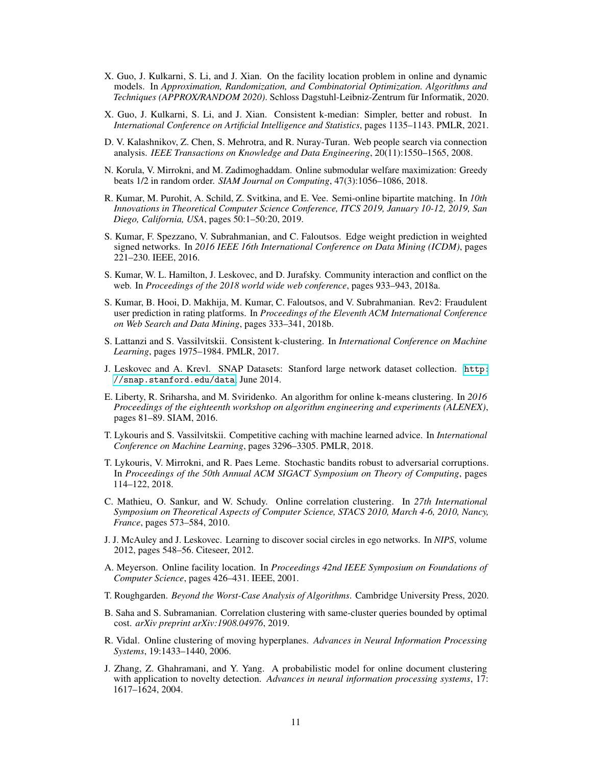X. Guo, J. Kulkarni, S. Li, and J. Xian. On the facility location problem in online and dynamic models. In *Approximation, Randomization, and Combinatorial Optimization. Algorithms and Techniques (APPROX/RANDOM 2020)*. Schloss Dagstuhl-Leibniz-Zentrum für Informatik, 2020.

X. Guo, J. Kulkarni, S. Li, and J. Xian. Consistent k-median: Simpler, better and robust. In *International Conference on Artificial Intelligence and Statistics*, pages 1135–1143. PMLR, 2021.

D. V. Kalashnikov, Z. Chen, S. Mehrotra, and R. Nuray-Turan. Web people search via connection analysis. *IEEE Transactions on Knowledge and Data Engineering*, 20(11):1550–1565, 2008.

N. Korula, V. Mirrokni, and M. Zadimoghaddam. Online submodular welfare maximization: Greedy beats 1/2 in random order. *SIAM Journal on Computing*, 47(3):1056–1086, 2018.

R. Kumar, M. Purohit, A. Schild, Z. Svitkina, and E. Vee. Semi-online bipartite matching. In *10th Innovations in Theoretical Computer Science Conference, ITCS 2019, January 10-12, 2019, San Diego, California, USA*, pages 50:1–50:20, 2019.

S. Kumar, F. Spezzano, V. Subrahmanian, and C. Faloutsos. Edge weight prediction in weighted signed networks. In *2016 IEEE 16th International Conference on Data Mining (ICDM)*, pages 221–230. IEEE, 2016.

S. Kumar, W. L. Hamilton, J. Leskovec, and D. Jurafsky. Community interaction and conflict on the web. In *Proceedings of the 2018 world wide web conference*, pages 933–943, 2018a.

S. Kumar, B. Hooi, D. Makhija, M. Kumar, C. Faloutsos, and V. Subrahmanian. Rev2: Fraudulent user prediction in rating platforms. In *Proceedings of the Eleventh ACM International Conference on Web Search and Data Mining*, pages 333–341, 2018b.

S. Lattanzi and S. Vassilvitskii. Consistent k-clustering. In *International Conference on Machine Learning*, pages 1975–1984. PMLR, 2017.

J. Leskovec and A. Krevl. SNAP Datasets: Stanford large network dataset collection. `http://snap.stanford.edu/data`, June 2014.

E. Liberty, R. Sriharsha, and M. Sviridenko. An algorithm for online k-means clustering. In *2016 Proceedings of the eighteenth workshop on algorithm engineering and experiments (ALENEX)*, pages 81–89. SIAM, 2016.

T. Lykouris and S. Vassilvitskii. Competitive caching with machine learned advice. In *International Conference on Machine Learning*, pages 3296–3305. PMLR, 2018.

T. Lykouris, V. Mirrokni, and R. Paes Leme. Stochastic bandits robust to adversarial corruptions. In *Proceedings of the 50th Annual ACM SIGACT Symposium on Theory of Computing*, pages 114–122, 2018.

C. Mathieu, O. Sankur, and W. Schudy. Online correlation clustering. In *27th International Symposium on Theoretical Aspects of Computer Science, STACS 2010, March 4-6, 2010, Nancy, France*, pages 573–584, 2010.

J. J. McAuley and J. Leskovec. Learning to discover social circles in ego networks. In *NIPS*, volume 2012, pages 548–56. Citeseer, 2012.

A. Meyerson. Online facility location. In *Proceedings 42nd IEEE Symposium on Foundations of Computer Science*, pages 426–431. IEEE, 2001.

T. Roughgarden. *Beyond the Worst-Case Analysis of Algorithms*. Cambridge University Press, 2020.

B. Saha and S. Subramanian. Correlation clustering with same-cluster queries bounded by optimal cost. *arXiv preprint arXiv:1908.04976*, 2019.

R. Vidal. Online clustering of moving hyperplanes. *Advances in Neural Information Processing Systems*, 19:1433–1440, 2006.

J. Zhang, Z. Ghahramani, and Y. Yang. A probabilistic model for online document clustering with application to novelty detection. *Advances in neural information processing systems*, 17: 1617–1624, 2004.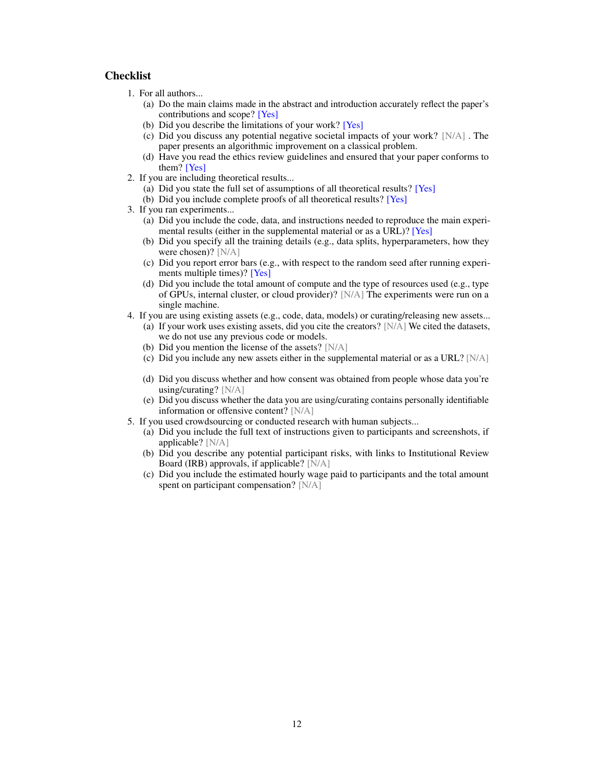## Checklist

1. For all authors...
   (a) Do the main claims made in the abstract and introduction accurately reflect the paper's contributions and scope? [Yes]
   (b) Did you describe the limitations of your work? [Yes]
   (c) Did you discuss any potential negative societal impacts of your work? [N/A] . The paper presents an algorithmic improvement on a classical problem.
   (d) Have you read the ethics review guidelines and ensured that your paper conforms to them? [Yes]
2. If you are including theoretical results...
   (a) Did you state the full set of assumptions of all theoretical results? [Yes]
   (b) Did you include complete proofs of all theoretical results? [Yes]
3. If you ran experiments...
   (a) Did you include the code, data, and instructions needed to reproduce the main experimental results (either in the supplemental material or as a URL)? [Yes]
   (b) Did you specify all the training details (e.g., data splits, hyperparameters, how they were chosen)? [N/A]
   (c) Did you report error bars (e.g., with respect to the random seed after running experiments multiple times)? [Yes]
   (d) Did you include the total amount of compute and the type of resources used (e.g., type of GPUs, internal cluster, or cloud provider)? [N/A] The experiments were run on a single machine.
4. If you are using existing assets (e.g., code, data, models) or curating/releasing new assets...
   (a) If your work uses existing assets, did you cite the creators? [N/A] We cited the datasets, we do not use any previous code or models.
   (b) Did you mention the license of the assets? [N/A]
   (c) Did you include any new assets either in the supplemental material or as a URL? [N/A]
   (d) Did you discuss whether and how consent was obtained from people whose data you're using/curating? [N/A]
   (e) Did you discuss whether the data you are using/curating contains personally identifiable information or offensive content? [N/A]
5. If you used crowdsourcing or conducted research with human subjects...
   (a) Did you include the full text of instructions given to participants and screenshots, if applicable? [N/A]
   (b) Did you describe any potential participant risks, with links to Institutional Review Board (IRB) approvals, if applicable? [N/A]
   (c) Did you include the estimated hourly wage paid to participants and the total amount spent on participant compensation? [N/A]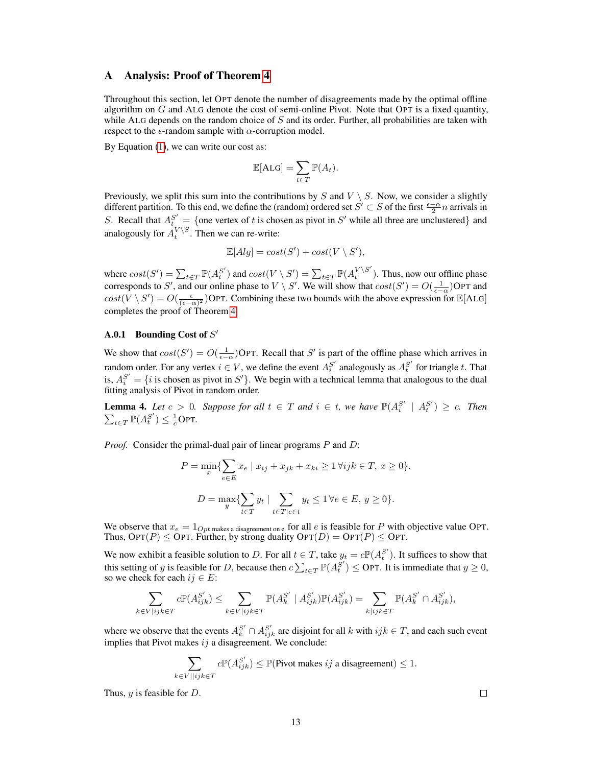# A Analysis: Proof of Theorem 4

Throughout this section, let OPT denote the number of disagreements made by the optimal offline algorithm on $G$ and ALG denote the cost of semi-online Pivot. Note that OPT is a fixed quantity, while ALG depends on the random choice of $S$ and its order. Further, all probabilities are taken with respect to the $\epsilon$-random sample with $\alpha$-corruption model.

By Equation (1), we can write our cost as:

$$\mathbb{E}[\text{ALG}] = \sum_{t \in T} \mathbb{P}(A_t).$$

Previously, we split this sum into the contributions by $S$ and $V \setminus S$. Now, we consider a slightly different partition. To this end, we define the (random) ordered set $S' \subset S$ of the first $\frac{\epsilon - \alpha}{2} n$ arrivals in $S$. Recall that $A_t^{S'} = \{$one vertex of $t$ is chosen as pivot in $S'$ while all three are unclustered$\}$ and analogously for $A_t^{V \setminus S}$. Then we can re-write:

$$\mathbb{E}[Alg] = cost(S') + cost(V \setminus S'),$$

where $cost(S') = \sum_{t \in T} \mathbb{P}(A_t^{S'})$ and $cost(V \setminus S') = \sum_{t \in T} \mathbb{P}(A_t^{V \setminus S'})$. Thus, now our offline phase corresponds to $S'$, and our online phase to $V \setminus S'$. We will show that $cost(S') = O(\frac{1}{\epsilon - \alpha})\text{OPT}$ and $cost(V \setminus S') = O(\frac{\epsilon}{(\epsilon - \alpha)^2})\text{OPT}$. Combining these two bounds with the above expression for $\mathbb{E}[\text{ALG}]$ completes the proof of Theorem 4.

### A.0.1 Bounding Cost of $S'$

We show that $cost(S') = O(\frac{1}{\epsilon - \alpha})\text{OPT}$. Recall that $S'$ is part of the offline phase which arrives in random order. For any vertex $i \in V$, we define the event $A_i^{S'}$ analogously as $A_t^{S'}$ for triangle $t$. That is, $A_i^{S'} = \{i$ is chosen as pivot in $S'\}$. We begin with a technical lemma that analogous to the dual fitting analysis of Pivot in random order.

**Lemma 4.** *Let $c > 0$. Suppose for all $t \in T$ and $i \in t$, we have $\mathbb{P}(A_i^{S'} \mid A_t^{S'}) \geq c$. Then $\sum_{t \in T} \mathbb{P}(A_t^{S'}) \leq \frac{1}{c}\text{OPT}$.*

*Proof.* Consider the primal-dual pair of linear programs $P$ and $D$:

$$P = \min_x \{\sum_{e \in E} x_e \mid x_{ij} + x_{jk} + x_{ki} \geq 1 \, \forall ijk \in T, \, x \geq 0\}.$$

$$D = \max_y \{\sum_{t \in T} y_t \mid \sum_{t \in T | e \in t} y_t \leq 1 \, \forall e \in E, \, y \geq 0\}.$$

We observe that $x_e = 1_{Opt \text{ makes a disagreement on e}}$ for all $e$ is feasible for $P$ with objective value OPT. Thus, $\text{OPT}(P) \leq \text{OPT}$. Further, by strong duality $\text{OPT}(D) = \text{OPT}(P) \leq \text{OPT}$.

We now exhibit a feasible solution to $D$. For all $t \in T$, take $y_t = c\mathbb{P}(A_t^{S'})$. It suffices to show that this setting of $y$ is feasible for $D$, because then $c \sum_{t \in T} \mathbb{P}(A_t^{S'}) \leq \text{OPT}$. It is immediate that $y \geq 0$, so we check for each $ij \in E$:

$$\sum_{k \in V | ijk \in T} c\mathbb{P}(A_{ijk}^{S'}) \leq \sum_{k \in V | ijk \in T} \mathbb{P}(A_k^{S'} \mid A_{ijk}^{S'})\mathbb{P}(A_{ijk}^{S'}) = \sum_{k | ijk \in T} \mathbb{P}(A_k^{S'} \cap A_{ijk}^{S'}),$$

where we observe that the events $A_k^{S'} \cap A_{ijk}^{S'}$ are disjoint for all $k$ with $ijk \in T$, and each such event implies that Pivot makes $ij$ a disagreement. We conclude:

$$\sum_{k \in V || ijk \in T} c\mathbb{P}(A_{ijk}^{S'}) \leq \mathbb{P}(\text{Pivot makes } ij \text{ a disagreement}) \leq 1.$$

Thus, $y$ is feasible for $D$. $\square$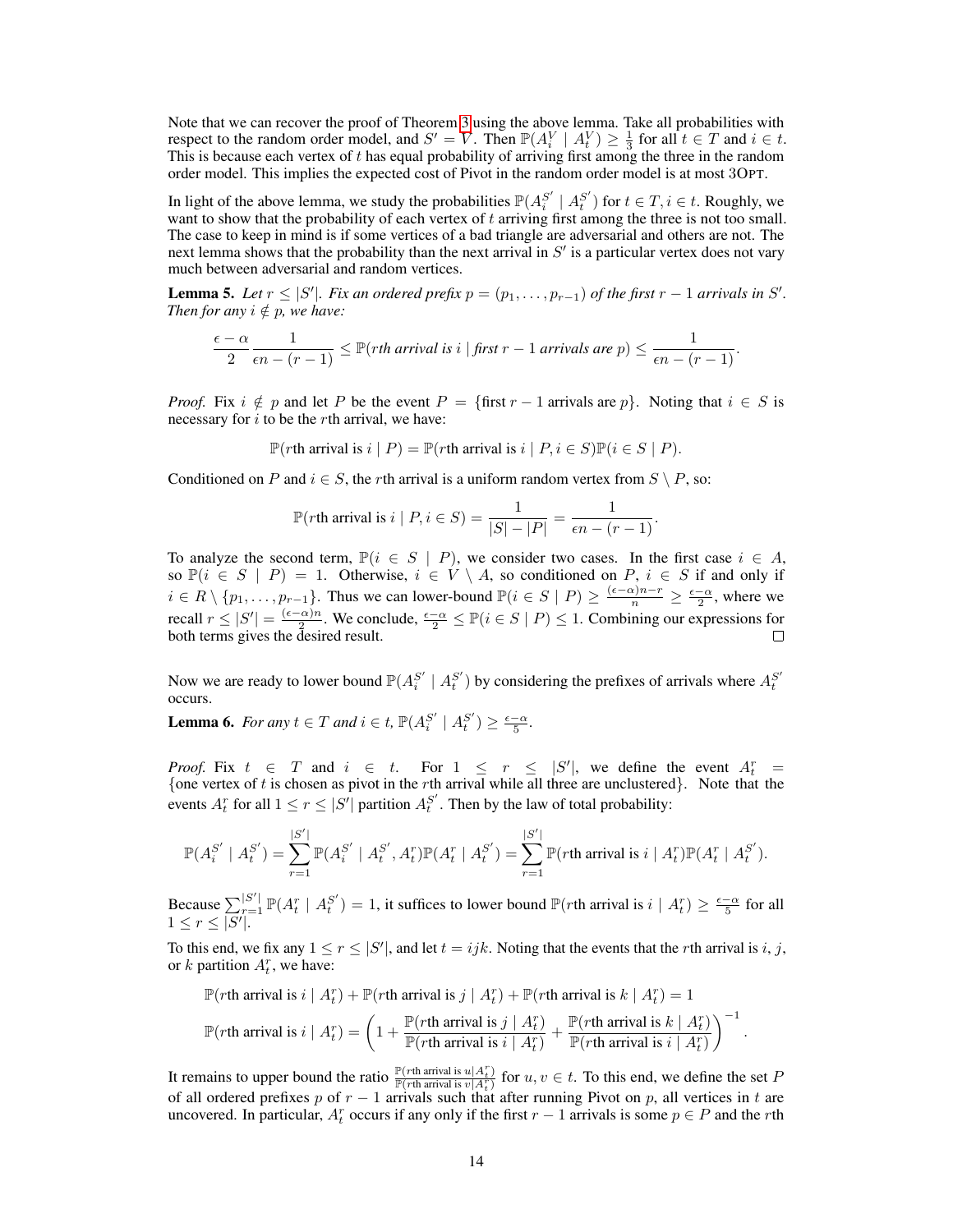Note that we can recover the proof of Theorem 3 using the above lemma. Take all probabilities with respect to the random order model, and $S' = V$. Then $\mathbb{P}(A_i^V \mid A_t^V) \geq \frac{1}{3}$ for all $t \in T$ and $i \in t$. This is because each vertex of $t$ has equal probability of arriving first among the three in the random order model. This implies the expected cost of Pivot in the random order model is at most 3OPT.

In light of the above lemma, we study the probabilities $\mathbb{P}(A_i^{S'} \mid A_t^{S'})$ for $t \in T, i \in t$. Roughly, we want to show that the probability of each vertex of $t$ arriving first among the three is not too small. The case to keep in mind is if some vertices of a bad triangle are adversarial and others are not. The next lemma shows that the probability than the next arrival in $S'$ is a particular vertex does not vary much between adversarial and random vertices.

**Lemma 5.** *Let $r \leq |S'|$. Fix an ordered prefix $p = (p_1, \ldots, p_{r-1})$ of the first $r-1$ arrivals in $S'$. Then for any $i \notin p$, we have:*

$$\frac{\epsilon - \alpha}{2} \frac{1}{\epsilon n - (r-1)} \leq \mathbb{P}(r\text{th arrival is } i \mid \text{first } r-1 \text{ arrivals are } p) \leq \frac{1}{\epsilon n - (r-1)}.$$

*Proof.* Fix $i \notin p$ and let $P$ be the event $P = \{\text{first } r-1 \text{ arrivals are } p\}$. Noting that $i \in S$ is necessary for $i$ to be the $r$th arrival, we have:

$$\mathbb{P}(r\text{th arrival is } i \mid P) = \mathbb{P}(r\text{th arrival is } i \mid P, i \in S)\mathbb{P}(i \in S \mid P).$$

Conditioned on $P$ and $i \in S$, the $r$th arrival is a uniform random vertex from $S \setminus P$, so:

$$\mathbb{P}(r\text{th arrival is } i \mid P, i \in S) = \frac{1}{|S| - |P|} = \frac{1}{\epsilon n - (r-1)}.$$

To analyze the second term, $\mathbb{P}(i \in S \mid P)$, we consider two cases. In the first case $i \in A$, so $\mathbb{P}(i \in S \mid P) = 1$. Otherwise, $i \in V \setminus A$, so conditioned on $P$, $i \in S$ if and only if $i \in R \setminus \{p_1, \ldots, p_{r-1}\}$. Thus we can lower-bound $\mathbb{P}(i \in S \mid P) \geq \frac{(\epsilon-\alpha)n - r}{n} \geq \frac{\epsilon - \alpha}{2}$, where we recall $r \leq |S'| = \frac{(\epsilon-\alpha)n}{2}$. We conclude, $\frac{\epsilon-\alpha}{2} \leq \mathbb{P}(i \in S \mid P) \leq 1$. Combining our expressions for both terms gives the desired result. $\square$

Now we are ready to lower bound $\mathbb{P}(A_i^{S'} \mid A_t^{S'})$ by considering the prefixes of arrivals where $A_t^{S'}$ occurs.

**Lemma 6.** *For any $t \in T$ and $i \in t$, $\mathbb{P}(A_i^{S'} \mid A_t^{S'}) \geq \frac{\epsilon-\alpha}{5}$.*

*Proof.* Fix $t \in T$ and $i \in t$. For $1 \leq r \leq |S'|$, we define the event $A_t^r = \{\text{one vertex of } t \text{ is chosen as pivot in the } r\text{th arrival while all three are unclustered}\}$. Note that the events $A_t^r$ for all $1 \leq r \leq |S'|$ partition $A_t^{S'}$. Then by the law of total probability:

$$\mathbb{P}(A_i^{S'} \mid A_t^{S'}) = \sum_{r=1}^{|S'|} \mathbb{P}(A_i^{S'} \mid A_t^{S'}, A_t^r)\mathbb{P}(A_t^r \mid A_t^{S'}) = \sum_{r=1}^{|S'|} \mathbb{P}(r\text{th arrival is } i \mid A_t^r)\mathbb{P}(A_t^r \mid A_t^{S'}).$$

Because $\sum_{r=1}^{|S'|} \mathbb{P}(A_t^r \mid A_t^{S'}) = 1$, it suffices to lower bound $\mathbb{P}(r\text{th arrival is } i \mid A_t^r) \geq \frac{\epsilon-\alpha}{5}$ for all $1 \leq r \leq |S'|$.

To this end, we fix any $1 \leq r \leq |S'|$, and let $t = ijk$. Noting that the events that the $r$th arrival is $i$, $j$, or $k$ partition $A_t^r$, we have:

$$\mathbb{P}(r\text{th arrival is } i \mid A_t^r) + \mathbb{P}(r\text{th arrival is } j \mid A_t^r) + \mathbb{P}(r\text{th arrival is } k \mid A_t^r) = 1$$

$$\mathbb{P}(r\text{th arrival is } i \mid A_t^r) = \left(1 + \frac{\mathbb{P}(r\text{th arrival is } j \mid A_t^r)}{\mathbb{P}(r\text{th arrival is } i \mid A_t^r)} + \frac{\mathbb{P}(r\text{th arrival is } k \mid A_t^r)}{\mathbb{P}(r\text{th arrival is } i \mid A_t^r)}\right)^{-1}.$$

It remains to upper bound the ratio $\frac{\mathbb{P}(r\text{th arrival is } u \mid A_t^r)}{\mathbb{P}(r\text{th arrival is } v \mid A_t^r)}$ for $u, v \in t$. To this end, we define the set $P$ of all ordered prefixes $p$ of $r-1$ arrivals such that after running Pivot on $p$, all vertices in $t$ are uncovered. In particular, $A_t^r$ occurs if any only if the first $r-1$ arrivals is some $p \in P$ and the $r$th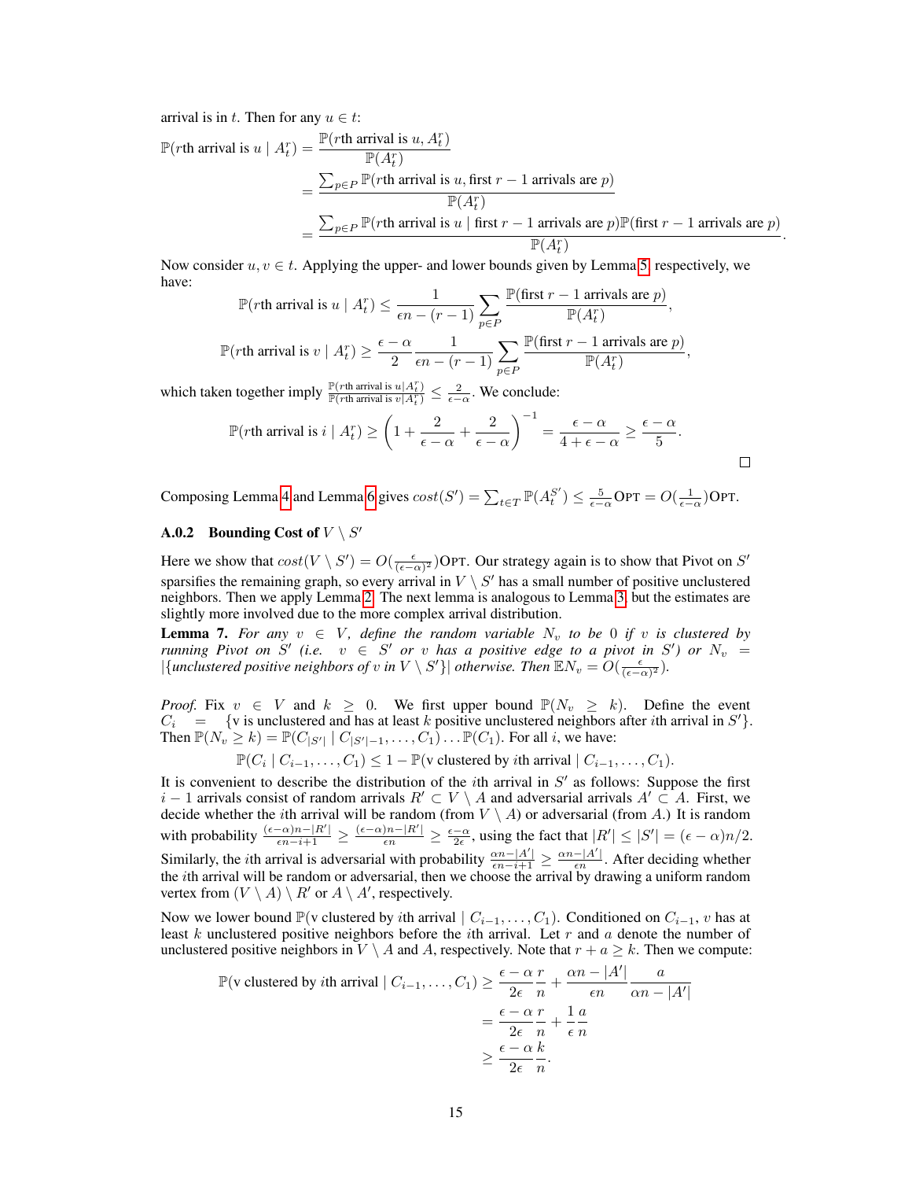arrival is in $t$. Then for any $u \in t$:

$$\begin{aligned}
\mathbb{P}(r\text{th arrival is } u \mid A_t^r) &= \frac{\mathbb{P}(r\text{th arrival is } u, A_t^r)}{\mathbb{P}(A_t^r)} \\
&= \frac{\sum_{p \in P} \mathbb{P}(r\text{th arrival is } u, \text{first } r-1 \text{ arrivals are } p)}{\mathbb{P}(A_t^r)} \\
&= \frac{\sum_{p \in P} \mathbb{P}(r\text{th arrival is } u \mid \text{first } r-1 \text{ arrivals are } p)\mathbb{P}(\text{first } r-1 \text{ arrivals are } p)}{\mathbb{P}(A_t^r)}.
\end{aligned}$$

Now consider $u, v \in t$. Applying the upper- and lower bounds given by Lemma 5, respectively, we have:

$$\mathbb{P}(r\text{th arrival is } u \mid A_t^r) \le \frac{1}{\epsilon n - (r-1)} \sum_{p \in P} \frac{\mathbb{P}(\text{first } r-1 \text{ arrivals are } p)}{\mathbb{P}(A_t^r)},$$

$$\mathbb{P}(r\text{th arrival is } v \mid A_t^r) \ge \frac{\epsilon - \alpha}{2} \frac{1}{\epsilon n - (r-1)} \sum_{p \in P} \frac{\mathbb{P}(\text{first } r-1 \text{ arrivals are } p)}{\mathbb{P}(A_t^r)},$$

which taken together imply $\frac{\mathbb{P}(r\text{th arrival is } u \mid A_t^r)}{\mathbb{P}(r\text{th arrival is } v \mid A_t^r)} \le \frac{2}{\epsilon - \alpha}$. We conclude:

$$\mathbb{P}(r\text{th arrival is } i \mid A_t^r) \ge \left(1 + \frac{2}{\epsilon - \alpha} + \frac{2}{\epsilon - \alpha}\right)^{-1} = \frac{\epsilon - \alpha}{4 + \epsilon - \alpha} \ge \frac{\epsilon - \alpha}{5}.$$

□

Composing Lemma 4 and Lemma 6 gives $cost(S') = \sum_{t \in T} \mathbb{P}(A_t^{S'}) \le \frac{5}{\epsilon - \alpha}\text{OPT} = O(\frac{1}{\epsilon - \alpha})\text{OPT}$.

#### A.0.2 Bounding Cost of $V \setminus S'$

Here we show that $cost(V \setminus S') = O(\frac{\epsilon}{(\epsilon - \alpha)^2})\text{OPT}$. Our strategy again is to show that Pivot on $S'$ sparsifies the remaining graph, so every arrival in $V \setminus S'$ has a small number of positive unclustered neighbors. Then we apply Lemma 2. The next lemma is analogous to Lemma 3, but the estimates are slightly more involved due to the more complex arrival distribution.

**Lemma 7.** *For any $v \in V$, define the random variable $N_v$ to be 0 if $v$ is clustered by running Pivot on $S'$ (i.e. $v \in S'$ or $v$ has a positive edge to a pivot in $S'$) or $N_v = |\{\text{unclustered positive neighbors of } v \text{ in } V \setminus S'\}|$ otherwise. Then $\mathbb{E}N_v = O(\frac{\epsilon}{(\epsilon - \alpha)^2})$.*

*Proof.* Fix $v \in V$ and $k \ge 0$. We first upper bound $\mathbb{P}(N_v \ge k)$. Define the event $C_i = \{\text{v is unclustered and has at least } k \text{ positive unclustered neighbors after } i\text{th arrival in } S'\}$. Then $\mathbb{P}(N_v \ge k) = \mathbb{P}(C_{|S'|} \mid C_{|S'|-1}, \dots, C_1) \dots \mathbb{P}(C_1)$. For all $i$, we have:

$$\mathbb{P}(C_i \mid C_{i-1}, \dots, C_1) \le 1 - \mathbb{P}(\text{v clustered by } i\text{th arrival} \mid C_{i-1}, \dots, C_1).$$

It is convenient to describe the distribution of the $i$th arrival in $S'$ as follows: Suppose the first $i-1$ arrivals consist of random arrivals $R' \subset V \setminus A$ and adversarial arrivals $A' \subset A$. First, we decide whether the $i$th arrival will be random (from $V \setminus A$) or adversarial (from $A$.) It is random with probability $\frac{(\epsilon - \alpha)n - |R'|}{\epsilon n - i + 1} \ge \frac{(\epsilon - \alpha)n - |R'|}{\epsilon n} \ge \frac{\epsilon - \alpha}{2\epsilon}$, using the fact that $|R'| \le |S'| = (\epsilon - \alpha)n/2$. Similarly, the $i$th arrival is adversarial with probability $\frac{\alpha n - |A'|}{\epsilon n - i + 1} \ge \frac{\alpha n - |A'|}{\epsilon n}$. After deciding whether the $i$th arrival will be random or adversarial, then we choose the arrival by drawing a uniform random vertex from $(V \setminus A) \setminus R'$ or $A \setminus A'$, respectively.

Now we lower bound $\mathbb{P}(\text{v clustered by } i\text{th arrival} \mid C_{i-1}, \dots, C_1)$. Conditioned on $C_{i-1}$, $v$ has at least $k$ unclustered positive neighbors before the $i$th arrival. Let $r$ and $a$ denote the number of unclustered positive neighbors in $V \setminus A$ and $A$, respectively. Note that $r + a \ge k$. Then we compute:

$$\begin{aligned}
\mathbb{P}(\text{v clustered by } i\text{th arrival} \mid C_{i-1}, \dots, C_1) &\ge \frac{\epsilon - \alpha}{2\epsilon} \frac{r}{n} + \frac{\alpha n - |A'|}{\epsilon n} \frac{a}{\alpha n - |A'|} \\
&= \frac{\epsilon - \alpha}{2\epsilon} \frac{r}{n} + \frac{1}{\epsilon} \frac{a}{n} \\
&\ge \frac{\epsilon - \alpha}{2\epsilon} \frac{k}{n}.
\end{aligned}$$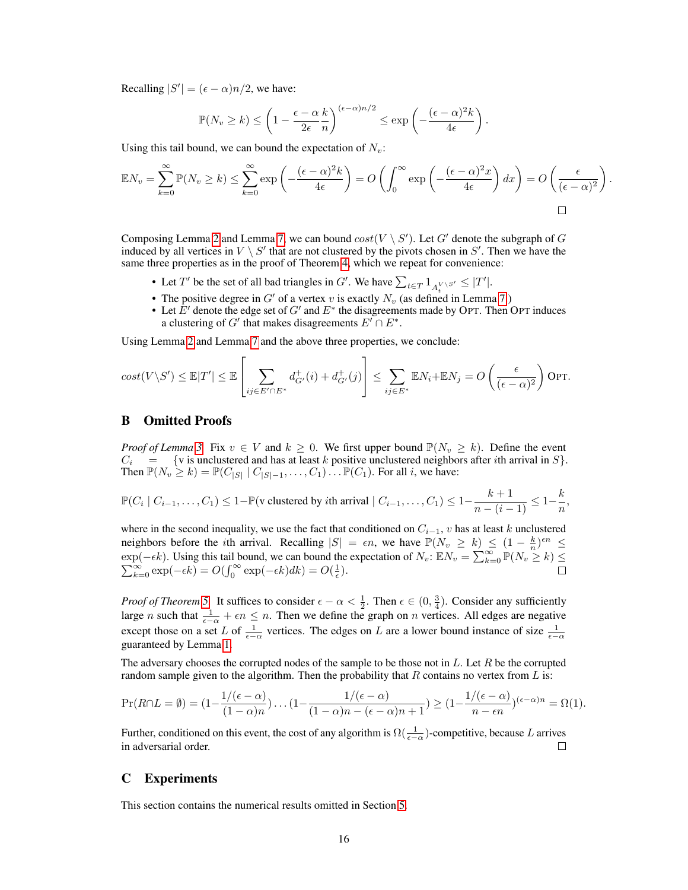Recalling $|S'| = (\epsilon - \alpha)n/2$, we have:

$$\mathbb{P}(N_v \geq k) \leq \left(1 - \frac{\epsilon - \alpha}{2\epsilon}\frac{k}{n}\right)^{(\epsilon-\alpha)n/2} \leq \exp\left(-\frac{(\epsilon-\alpha)^2 k}{4\epsilon}\right).$$

Using this tail bound, we can bound the expectation of $N_v$:

$$\mathbb{E}N_v = \sum_{k=0}^{\infty} \mathbb{P}(N_v \geq k) \leq \sum_{k=0}^{\infty} \exp\left(-\frac{(\epsilon-\alpha)^2 k}{4\epsilon}\right) = O\left(\int_0^{\infty} \exp\left(-\frac{(\epsilon-\alpha)^2 x}{4\epsilon}\right) dx\right) = O\left(\frac{\epsilon}{(\epsilon-\alpha)^2}\right).$$

□

Composing Lemma 2 and Lemma 7, we can bound $cost(V \setminus S')$. Let $G'$ denote the subgraph of $G$ induced by all vertices in $V \setminus S'$ that are not clustered by the pivots chosen in $S'$. Then we have the same three properties as in the proof of Theorem 4, which we repeat for convenience:

- Let $T'$ be the set of all bad triangles in $G'$. We have $\sum_{t \in T} 1_{A_t^{V \setminus S'}} \leq |T'|$.
- The positive degree in $G'$ of a vertex $v$ is exactly $N_v$ (as defined in Lemma 7)
- Let $E'$ denote the edge set of $G'$ and $E^*$ the disagreements made by OPT. Then OPT induces a clustering of $G'$ that makes disagreements $E' \cap E^*$.

Using Lemma 2 and Lemma 7 and the above three properties, we conclude:

$$cost(V \setminus S') \leq \mathbb{E}|T'| \leq \mathbb{E}\left[\sum_{ij \in E' \cap E^*} d^+_{G'}(i) + d^+_{G'}(j)\right] \leq \sum_{ij \in E^*} \mathbb{E}N_i + \mathbb{E}N_j = O\left(\frac{\epsilon}{(\epsilon-\alpha)^2}\right) \text{OPT}.$$

## B Omitted Proofs

*Proof of Lemma 3.* Fix $v \in V$ and $k \geq 0$. We first upper bound $\mathbb{P}(N_v \geq k)$. Define the event $C_i = \{$v is unclustered and has at least $k$ positive unclustered neighbors after $i$th arrival in $S\}$. Then $\mathbb{P}(N_v \geq k) = \mathbb{P}(C_{|S|} \mid C_{|S|-1}, \ldots, C_1) \ldots \mathbb{P}(C_1)$. For all $i$, we have:

$$\mathbb{P}(C_i \mid C_{i-1}, \ldots, C_1) \leq 1 - \mathbb{P}(\text{v clustered by } i\text{th arrival} \mid C_{i-1}, \ldots, C_1) \leq 1 - \frac{k+1}{n-(i-1)} \leq 1 - \frac{k}{n},$$

where in the second inequality, we use the fact that conditioned on $C_{i-1}$, $v$ has at least $k$ unclustered neighbors before the $i$th arrival. Recalling $|S| = \epsilon n$, we have $\mathbb{P}(N_v \geq k) \leq (1 - \frac{k}{n})^{\epsilon n} \leq \exp(-\epsilon k)$. Using this tail bound, we can bound the expectation of $N_v$: $\mathbb{E}N_v = \sum_{k=0}^{\infty} \mathbb{P}(N_v \geq k) \leq \sum_{k=0}^{\infty} \exp(-\epsilon k) = O(\int_0^{\infty} \exp(-\epsilon k) dk) = O(\frac{1}{\epsilon})$. □

*Proof of Theorem 5.* It suffices to consider $\epsilon - \alpha < \frac{1}{2}$. Then $\epsilon \in (0, \frac{3}{4})$. Consider any sufficiently large $n$ such that $\frac{1}{\epsilon - \alpha} + \epsilon n \leq n$. Then we define the graph on $n$ vertices. All edges are negative except those on a set $L$ of $\frac{1}{\epsilon-\alpha}$ vertices. The edges on $L$ are a lower bound instance of size $\frac{1}{\epsilon-\alpha}$ guaranteed by Lemma 1.

The adversary chooses the corrupted nodes of the sample to be those not in $L$. Let $R$ be the corrupted random sample given to the algorithm. Then the probability that $R$ contains no vertex from $L$ is:

$$\Pr(R \cap L = \emptyset) = (1 - \frac{1/(\epsilon-\alpha)}{(1-\alpha)n}) \ldots (1 - \frac{1/(\epsilon-\alpha)}{(1-\alpha)n - (\epsilon-\alpha)n + 1}) \geq (1 - \frac{1/(\epsilon-\alpha)}{n - \epsilon n})^{(\epsilon-\alpha)n} = \Omega(1).$$

Further, conditioned on this event, the cost of any algorithm is $\Omega(\frac{1}{\epsilon-\alpha})$-competitive, because $L$ arrives in adversarial order. □

## C Experiments

This section contains the numerical results omitted in Section 5.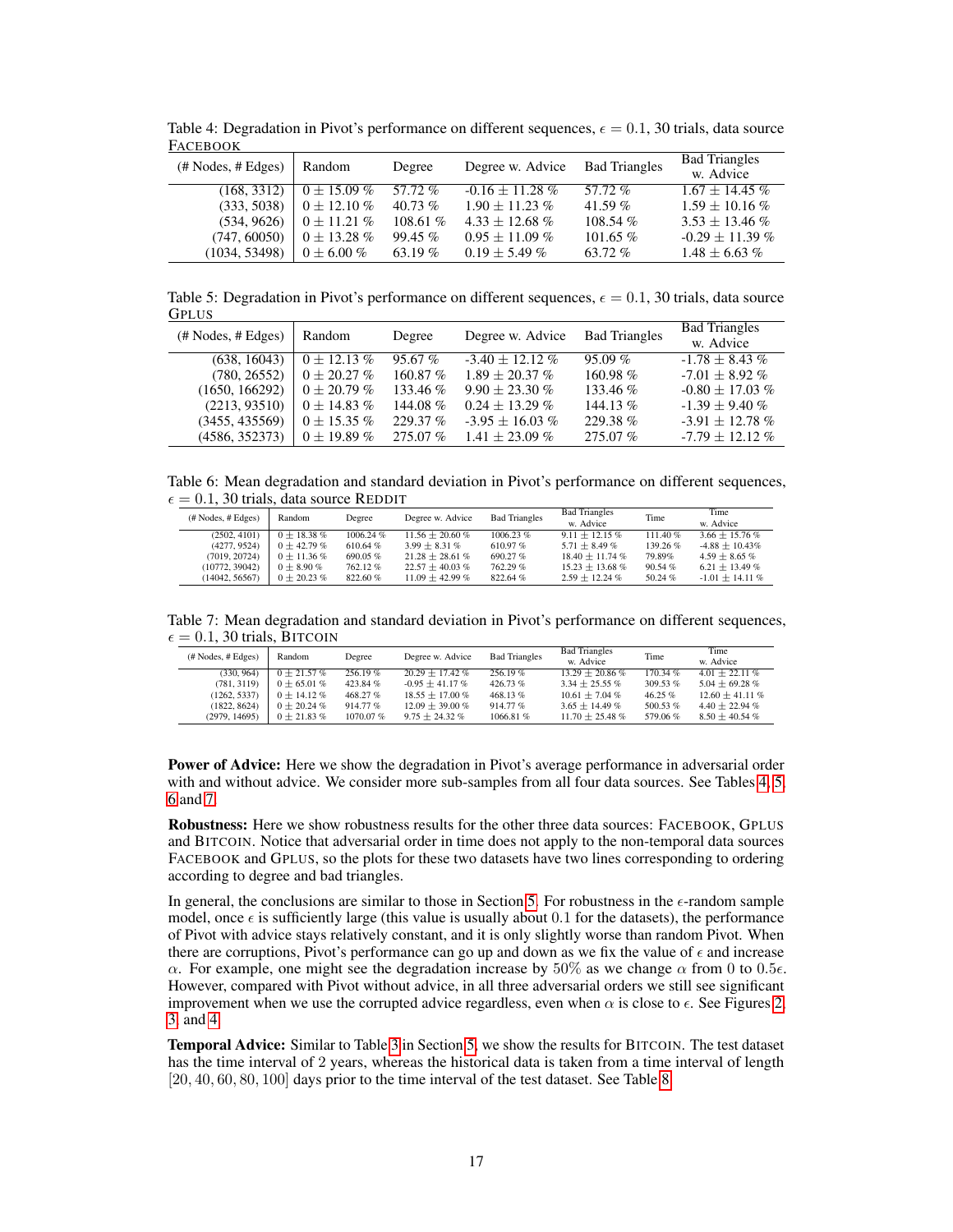Table 4: Degradation in Pivot's performance on different sequences, $\epsilon = 0.1$, 30 trials, data source FACEBOOK

| (# Nodes, # Edges) | Random | Degree | Degree w. Advice | Bad Triangles | Bad Triangles w. Advice |
|---|---|---|---|---|---|
| (168, 3312) | $0 \pm 15.09$ % | 57.72 % | -0.16 $\pm$ 11.28 % | 57.72 % | 1.67 $\pm$ 14.45 % |
| (333, 5038) | $0 \pm 12.10$ % | 40.73 % | 1.90 $\pm$ 11.23 % | 41.59 % | 1.59 $\pm$ 10.16 % |
| (534, 9626) | $0 \pm 11.21$ % | 108.61 % | 4.33 $\pm$ 12.68 % | 108.54 % | 3.53 $\pm$ 13.46 % |
| (747, 60050) | $0 \pm 13.28$ % | 99.45 % | 0.95 $\pm$ 11.09 % | 101.65 % | -0.29 $\pm$ 11.39 % |
| (1034, 53498) | $0 \pm 6.00$ % | 63.19 % | 0.19 $\pm$ 5.49 % | 63.72 % | 1.48 $\pm$ 6.63 % |

Table 5: Degradation in Pivot's performance on different sequences, $\epsilon = 0.1$, 30 trials, data source GPLUS

| (# Nodes, # Edges) | Random | Degree | Degree w. Advice | Bad Triangles | Bad Triangles w. Advice |
|---|---|---|---|---|---|
| (638, 16043) | $0 \pm 12.13$ % | 95.67 % | -3.40 $\pm$ 12.12 % | 95.09 % | -1.78 $\pm$ 8.43 % |
| (780, 26552) | $0 \pm 20.27$ % | 160.87 % | 1.89 $\pm$ 20.37 % | 160.98 % | -7.01 $\pm$ 8.92 % |
| (1650, 166292) | $0 \pm 20.79$ % | 133.46 % | 9.90 $\pm$ 23.30 % | 133.46 % | -0.80 $\pm$ 17.03 % |
| (2213, 93510) | $0 \pm 14.83$ % | 144.08 % | 0.24 $\pm$ 13.29 % | 144.13 % | -1.39 $\pm$ 9.40 % |
| (3455, 435569) | $0 \pm 15.35$ % | 229.37 % | -3.95 $\pm$ 16.03 % | 229.38 % | -3.91 $\pm$ 12.78 % |
| (4586, 352373) | $0 \pm 19.89$ % | 275.07 % | 1.41 $\pm$ 23.09 % | 275.07 % | -7.79 $\pm$ 12.12 % |

Table 6: Mean degradation and standard deviation in Pivot's performance on different sequences, $\epsilon = 0.1$, 30 trials, data source REDDIT

| (# Nodes, # Edges) | Random | Degree | Degree w. Advice | Bad Triangles | Bad Triangles w. Advice | Time | Time w. Advice |
|---|---|---|---|---|---|---|---|
| (2502, 4101) | $0 \pm 18.38$ % | 1006.24 % | 11.56 $\pm$ 20.60 % | 1006.23 % | 9.11 $\pm$ 12.15 % | 111.40 % | 3.66 $\pm$ 15.76 % |
| (4277, 9524) | $0 \pm 42.79$ % | 610.64 % | 3.99 $\pm$ 8.31 % | 610.97 % | 5.71 $\pm$ 8.49 % | 139.26 % | -4.88 $\pm$ 10.43% |
| (7019, 20724) | $0 \pm 11.36$ % | 690.05 % | 21.28 $\pm$ 28.61 % | 690.27 % | 18.40 $\pm$ 11.74 % | 79.89% | 4.59 $\pm$ 8.65 % |
| (10772, 39042) | $0 \pm 8.90$ % | 762.12 % | 22.57 $\pm$ 40.03 % | 762.29 % | 15.23 $\pm$ 13.68 % | 90.54 % | 6.21 $\pm$ 13.49 % |
| (14042, 56567) | $0 \pm 20.23$ % | 822.60 % | 11.09 $\pm$ 42.99 % | 822.64 % | 2.59 $\pm$ 12.24 % | 50.24 % | -1.01 $\pm$ 14.11 % |

Table 7: Mean degradation and standard deviation in Pivot's performance on different sequences, $\epsilon = 0.1$, 30 trials, BITCOIN

| (# Nodes, # Edges) | Random | Degree | Degree w. Advice | Bad Triangles | Bad Triangles w. Advice | Time | Time w. Advice |
|---|---|---|---|---|---|---|---|
| (330, 964) | $0 \pm 21.57$ % | 256.19 % | 20.29 $\pm$ 17.42 % | 256.19 % | 13.29 $\pm$ 20.86 % | 170.34 % | 4.01 $\pm$ 22.11 % |
| (781, 3119) | $0 \pm 65.01$ % | 423.84 % | -0.95 $\pm$ 41.17 % | 426.73 % | 3.34 $\pm$ 25.55 % | 309.53 % | 5.04 $\pm$ 69.28 % |
| (1262, 5337) | $0 \pm 14.12$ % | 468.27 % | 18.55 $\pm$ 17.00 % | 468.13 % | 10.61 $\pm$ 7.04 % | 46.25 % | 12.60 $\pm$ 41.11 % |
| (1822, 8624) | $0 \pm 20.24$ % | 914.77 % | 12.09 $\pm$ 39.00 % | 914.77 % | 3.65 $\pm$ 14.49 % | 500.53 % | 4.40 $\pm$ 22.94 % |
| (2979, 14695) | $0 \pm 21.83$ % | 1070.07 % | 9.75 $\pm$ 24.32 % | 1066.81 % | 11.70 $\pm$ 25.48 % | 579.06 % | 8.50 $\pm$ 40.54 % |

**Power of Advice:** Here we show the degradation in Pivot's average performance in adversarial order with and without advice. We consider more sub-samples from all four data sources. See Tables 4, 5, 6 and 7.

**Robustness:** Here we show robustness results for the other three data sources: FACEBOOK, GPLUS and BITCOIN. Notice that adversarial order in time does not apply to the non-temporal data sources FACEBOOK and GPLUS, so the plots for these two datasets have two lines corresponding to ordering according to degree and bad triangles.

In general, the conclusions are similar to those in Section 5. For robustness in the $\epsilon$-random sample model, once $\epsilon$ is sufficiently large (this value is usually about 0.1 for the datasets), the performance of Pivot with advice stays relatively constant, and it is only slightly worse than random Pivot. When there are corruptions, Pivot's performance can go up and down as we fix the value of $\epsilon$ and increase $\alpha$. For example, one might see the degradation increase by $50\%$ as we change $\alpha$ from 0 to $0.5\epsilon$. However, compared with Pivot without advice, in all three adversarial orders we still see significant improvement when we use the corrupted advice regardless, even when $\alpha$ is close to $\epsilon$. See Figures 2, 3, and 4.

**Temporal Advice:** Similar to Table 3 in Section 5, we show the results for BITCOIN. The test dataset has the time interval of 2 years, whereas the historical data is taken from a time interval of length $[20, 40, 60, 80, 100]$ days prior to the time interval of the test dataset. See Table 8.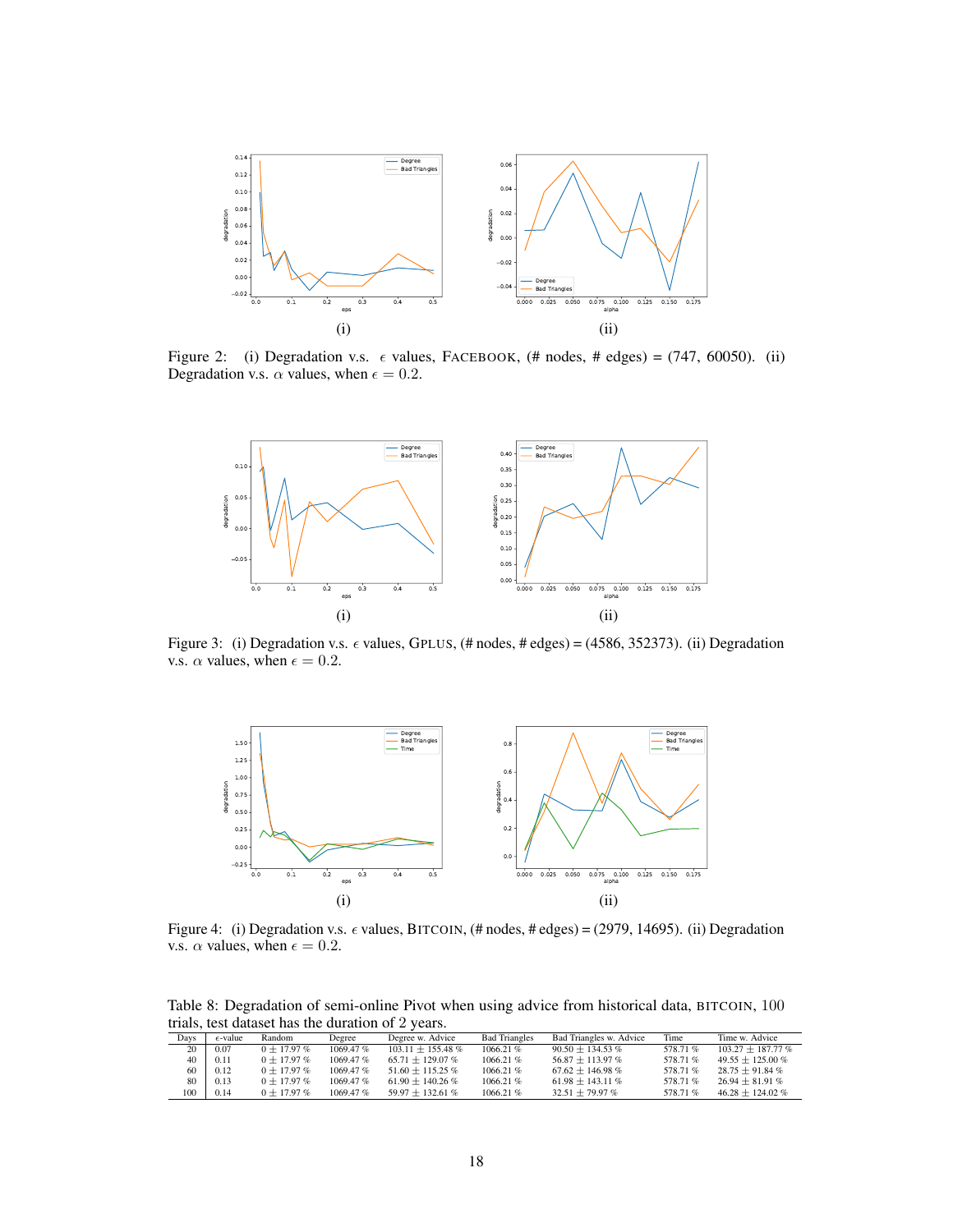0.14
0.12
0.10
0.08
0.06
0.04
0.02
0.00
−0.02

degradation

0.0 0.1 0.2 0.3 0.4 0.5

eps

Degree
Bad Triangles

0.06
0.04
0.02
0.00
−0.02
−0.04

degradation

0.000 0.025 0.050 0.075 0.100 0.125 0.150 0.175

alpha

Degree
Bad Triangles

(i) (ii)

Figure 2: (i) Degradation v.s. $\epsilon$ values, FACEBOOK, (# nodes, # edges) = (747, 60050). (ii) Degradation v.s. $\alpha$ values, when $\epsilon = 0.2$.

0.10
0.05
0.00
−0.05

degradation

0.0 0.1 0.2 0.3 0.4 0.5

eps

Degree
Bad Triangles

0.40
0.35
0.30
0.25
0.20
0.15
0.10
0.05
0.00

degradation

0.000 0.025 0.050 0.075 0.100 0.125 0.150 0.175

alpha

Degree
Bad Triangles

(i) (ii)

Figure 3: (i) Degradation v.s. $\epsilon$ values, GPLUS, (# nodes, # edges) = (4586, 352373). (ii) Degradation v.s. $\alpha$ values, when $\epsilon = 0.2$.

1.50
1.25
1.00
0.75
0.50
0.25
0.00
−0.25

degradation

0.0 0.1 0.2 0.3 0.4 0.5

eps

Degree
Bad Triangles
Time

0.8
0.6
0.4
0.2
0.0

degradation

0.000 0.025 0.050 0.075 0.100 0.125 0.150 0.175

alpha

Degree
Bad Triangles
Time

(i) (ii)

Figure 4: (i) Degradation v.s. $\epsilon$ values, BITCOIN, (# nodes, # edges) = (2979, 14695). (ii) Degradation v.s. $\alpha$ values, when $\epsilon = 0.2$.

Table 8: Degradation of semi-online Pivot when using advice from historical data, BITCOIN, 100 trials, test dataset has the duration of 2 years.

| Days | $\epsilon$-value | Random | Degree | Degree w. Advice | Bad Triangles | Bad Triangles w. Advice | Time | Time w. Advice |
|---|---|---|---|---|---|---|---|---|
| 20 | 0.07 | $0 \pm 17.97$ % | 1069.47 % | $103.11 \pm 155.48$ % | 1066.21 % | $90.50 \pm 134.53$ % | 578.71 % | $103.27 \pm 187.77$ % |
| 40 | 0.11 | $0 \pm 17.97$ % | 1069.47 % | $65.71 \pm 129.07$ % | 1066.21 % | $56.87 \pm 113.97$ % | 578.71 % | $49.55 \pm 125.00$ % |
| 60 | 0.12 | $0 \pm 17.97$ % | 1069.47 % | $51.60 \pm 115.25$ % | 1066.21 % | $67.62 \pm 146.98$ % | 578.71 % | $28.75 \pm 91.84$ % |
| 80 | 0.13 | $0 \pm 17.97$ % | 1069.47 % | $61.90 \pm 140.26$ % | 1066.21 % | $61.98 \pm 143.11$ % | 578.71 % | $26.94 \pm 81.91$ % |
| 100 | 0.14 | $0 \pm 17.97$ % | 1069.47 % | $59.97 \pm 132.61$ % | 1066.21 % | $32.51 \pm 79.97$ % | 578.71 % | $46.28 \pm 124.02$ % |